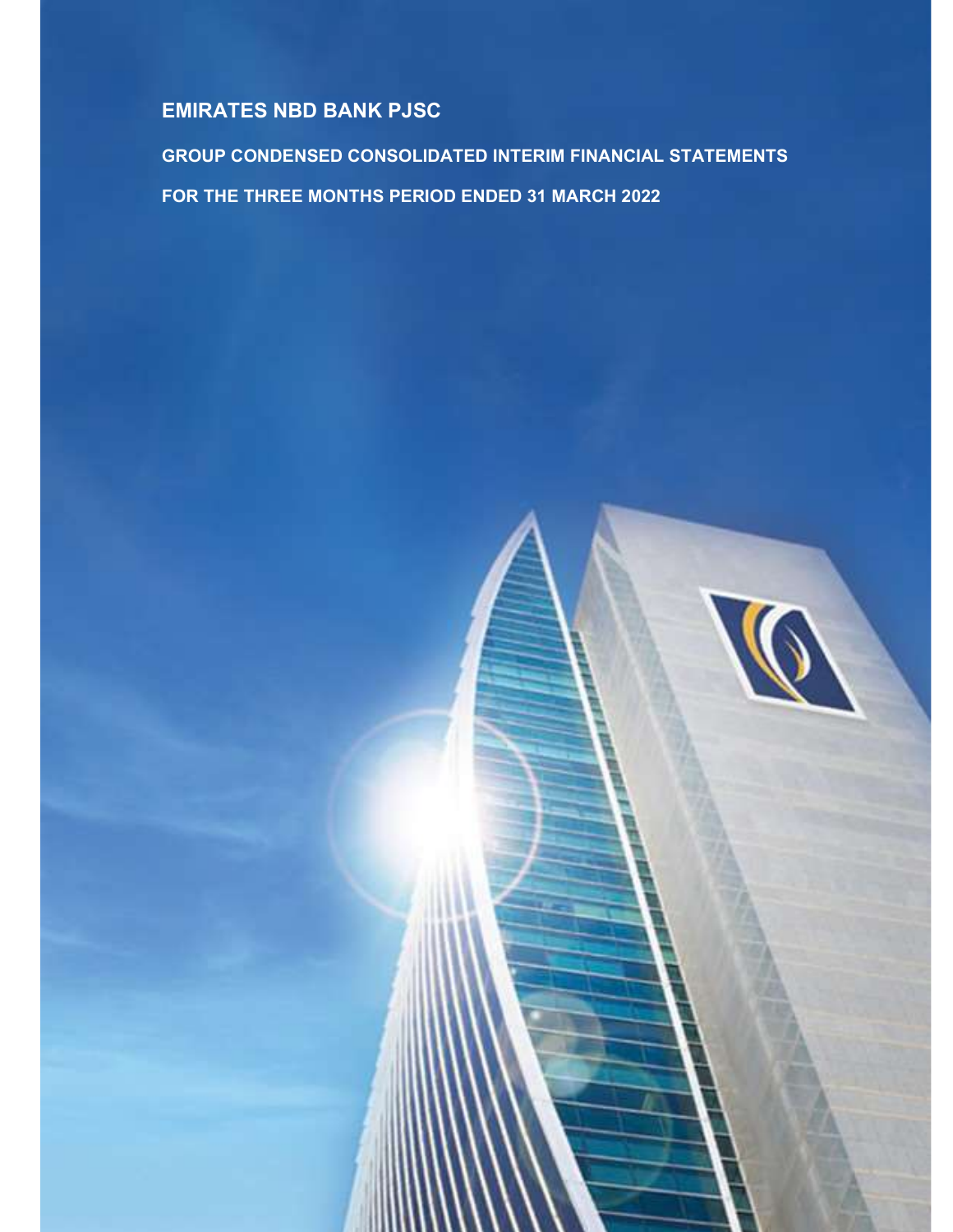# EMIRATES NBD BANK PJSC

## GROUP CONDENSED CONSOLIDATED INTERIM FINANCIAL STATEMENTS

## FOR THE THREE MONTHS PERIOD ENDED 31 MARCH 2022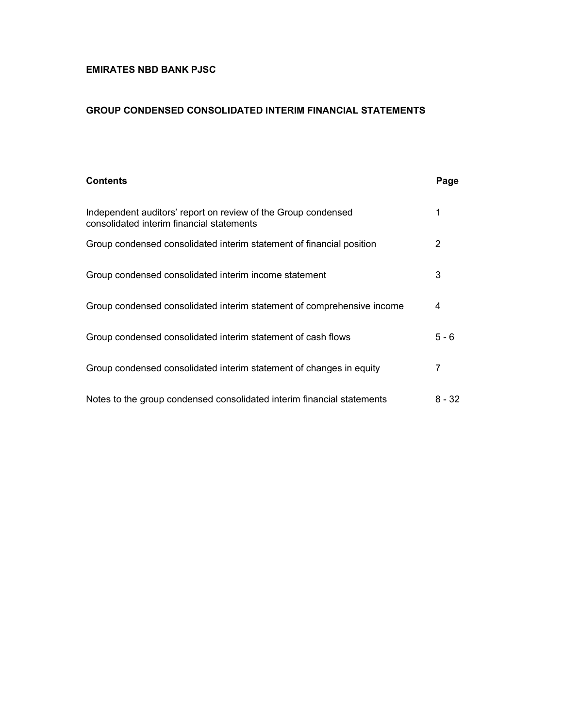**EMIRATES NBD BANK PJSC**

**GROUP CONDENSED CONSOLIDATED INTERIM FINANCIAL STATEMENTS**

| **Contents** | **Page** |
|---|---|
| Independent auditors' report on review of the Group condensed consolidated interim financial statements | 1 |
| Group condensed consolidated interim statement of financial position | 2 |
| Group condensed consolidated interim income statement | 3 |
| Group condensed consolidated interim statement of comprehensive income | 4 |
| Group condensed consolidated interim statement of cash flows | 5 - 6 |
| Group condensed consolidated interim statement of changes in equity | 7 |
| Notes to the group condensed consolidated interim financial statements | 8 - 32 |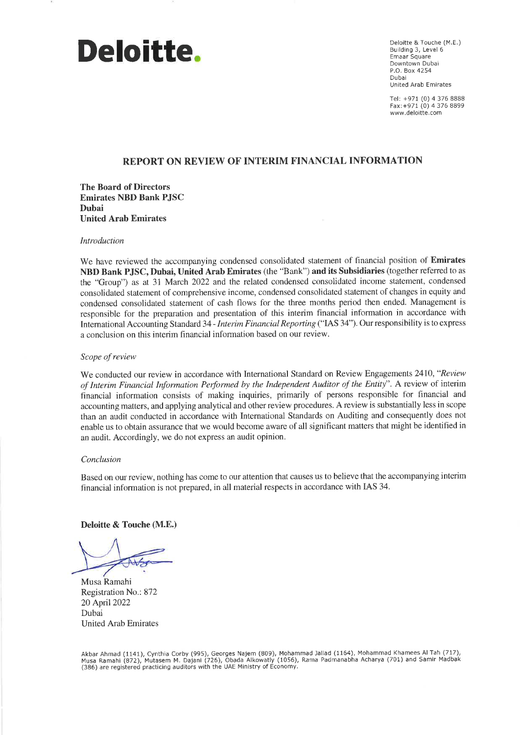Deloitte.

Deloitte & Touche (M.E.)
Building 3, Level 6
Emaar Square
Downtown Dubai
P.O. Box 4254
Dubai
United Arab Emirates

Tel: +971 (0) 4 376 8888
Fax: +971 (0) 4 376 8899
www.deloitte.com

## REPORT ON REVIEW OF INTERIM FINANCIAL INFORMATION

**The Board of Directors**
**Emirates NBD Bank PJSC**
**Dubai**
**United Arab Emirates**

*Introduction*

We have reviewed the accompanying condensed consolidated statement of financial position of **Emirates NBD Bank PJSC, Dubai, United Arab Emirates** (the "Bank") **and its Subsidiaries** (together referred to as the "Group") as at 31 March 2022 and the related condensed consolidated income statement, condensed consolidated statement of comprehensive income, condensed consolidated statement of changes in equity and condensed consolidated statement of cash flows for the three months period then ended. Management is responsible for the preparation and presentation of this interim financial information in accordance with International Accounting Standard 34 - *Interim Financial Reporting* ("IAS 34"). Our responsibility is to express a conclusion on this interim financial information based on our review.

*Scope of review*

We conducted our review in accordance with International Standard on Review Engagements 2410, "*Review of Interim Financial Information Performed by the Independent Auditor of the Entity*". A review of interim financial information consists of making inquiries, primarily of persons responsible for financial and accounting matters, and applying analytical and other review procedures. A review is substantially less in scope than an audit conducted in accordance with International Standards on Auditing and consequently does not enable us to obtain assurance that we would become aware of all significant matters that might be identified in an audit. Accordingly, we do not express an audit opinion.

*Conclusion*

Based on our review, nothing has come to our attention that causes us to believe that the accompanying interim financial information is not prepared, in all material respects in accordance with IAS 34.

**Deloitte & Touche (M.E.)**

Musa Ramahi
Registration No.: 872
20 April 2022
Dubai
United Arab Emirates

Akbar Ahmad (1141), Cynthia Corby (995), Georges Najem (809), Mohammad Jallad (1164), Mohammad Khamees Al Tah (717), Musa Ramahi (872), Mutasem M. Dajani (726), Obada Alkowatly (1056), Rama Padmanabha Acharya (701) and Samir Madbak (386) are registered practicing auditors with the UAE Ministry of Economy.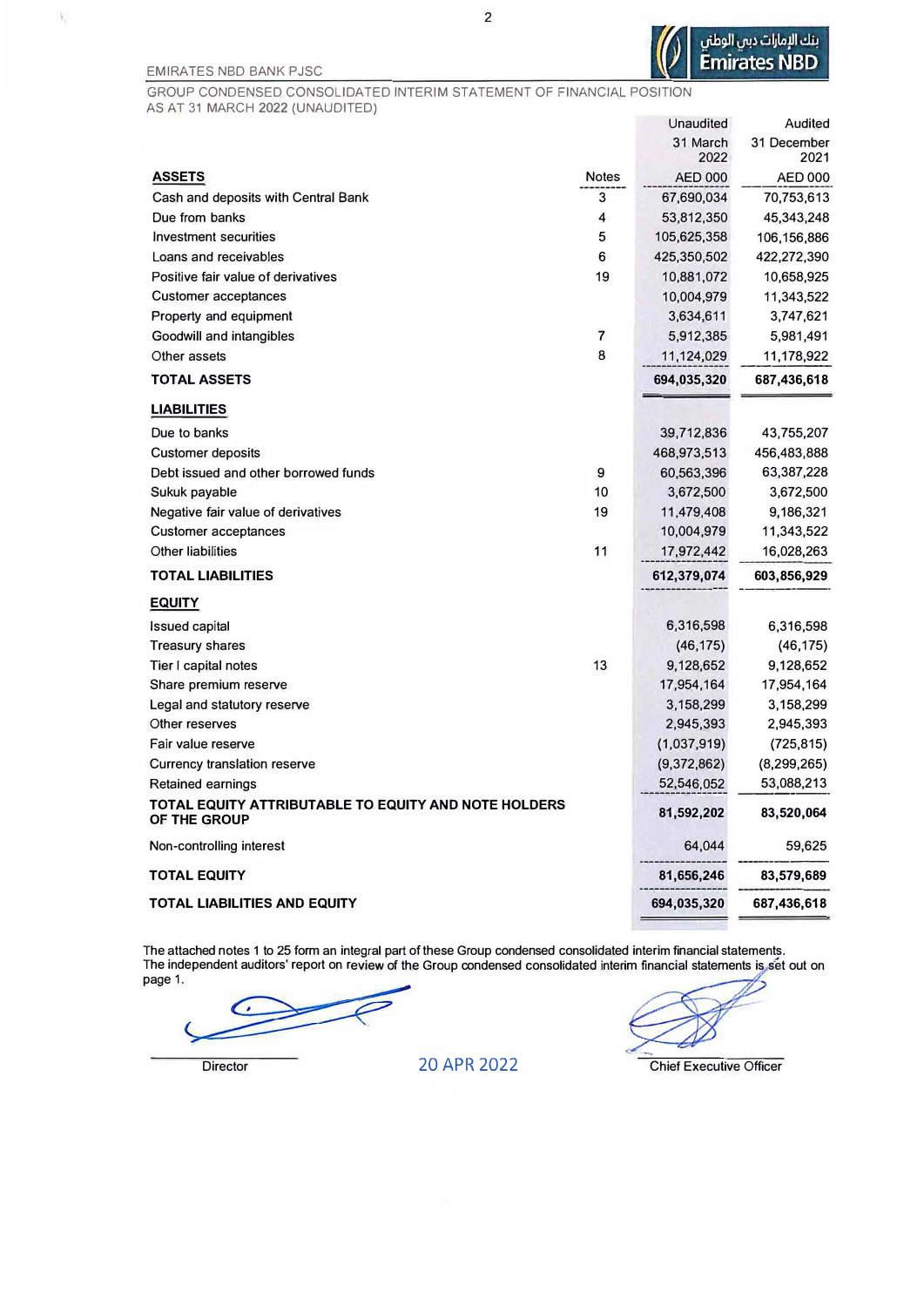EMIRATES NBD BANK PJSC

GROUP CONDENSED CONSOLIDATED INTERIM STATEMENT OF FINANCIAL POSITION
AS AT 31 MARCH 2022 (UNAUDITED)

| | Notes | Unaudited 31 March 2022 AED 000 | Audited 31 December 2021 AED 000 |
|---|---|---|---|
| **ASSETS** | | | |
| Cash and deposits with Central Bank | 3 | 67,690,034 | 70,753,613 |
| Due from banks | 4 | 53,812,350 | 45,343,248 |
| Investment securities | 5 | 105,625,358 | 106,156,886 |
| Loans and receivables | 6 | 425,350,502 | 422,272,390 |
| Positive fair value of derivatives | 19 | 10,881,072 | 10,658,925 |
| Customer acceptances | | 10,004,979 | 11,343,522 |
| Property and equipment | | 3,634,611 | 3,747,621 |
| Goodwill and intangibles | 7 | 5,912,385 | 5,981,491 |
| Other assets | 8 | 11,124,029 | 11,178,922 |
| **TOTAL ASSETS** | | **694,035,320** | **687,436,618** |
| **LIABILITIES** | | | |
| Due to banks | | 39,712,836 | 43,755,207 |
| Customer deposits | | 468,973,513 | 456,483,888 |
| Debt issued and other borrowed funds | 9 | 60,563,396 | 63,387,228 |
| Sukuk payable | 10 | 3,672,500 | 3,672,500 |
| Negative fair value of derivatives | 19 | 11,479,408 | 9,186,321 |
| Customer acceptances | | 10,004,979 | 11,343,522 |
| Other liabilities | 11 | 17,972,442 | 16,028,263 |
| **TOTAL LIABILITIES** | | **612,379,074** | **603,856,929** |
| **EQUITY** | | | |
| Issued capital | | 6,316,598 | 6,316,598 |
| Treasury shares | | (46,175) | (46,175) |
| Tier I capital notes | 13 | 9,128,652 | 9,128,652 |
| Share premium reserve | | 17,954,164 | 17,954,164 |
| Legal and statutory reserve | | 3,158,299 | 3,158,299 |
| Other reserves | | 2,945,393 | 2,945,393 |
| Fair value reserve | | (1,037,919) | (725,815) |
| Currency translation reserve | | (9,372,862) | (8,299,265) |
| Retained earnings | | 52,546,052 | 53,088,213 |
| **TOTAL EQUITY ATTRIBUTABLE TO EQUITY AND NOTE HOLDERS OF THE GROUP** | | **81,592,202** | **83,520,064** |
| Non-controlling interest | | 64,044 | 59,625 |
| **TOTAL EQUITY** | | **81,656,246** | **83,579,689** |
| **TOTAL LIABILITIES AND EQUITY** | | **694,035,320** | **687,436,618** |

The attached notes 1 to 25 form an integral part of these Group condensed consolidated interim financial statements.
The independent auditors' report on review of the Group condensed consolidated interim financial statements is set out on page 1.

Director

20 APR 2022

Chief Executive Officer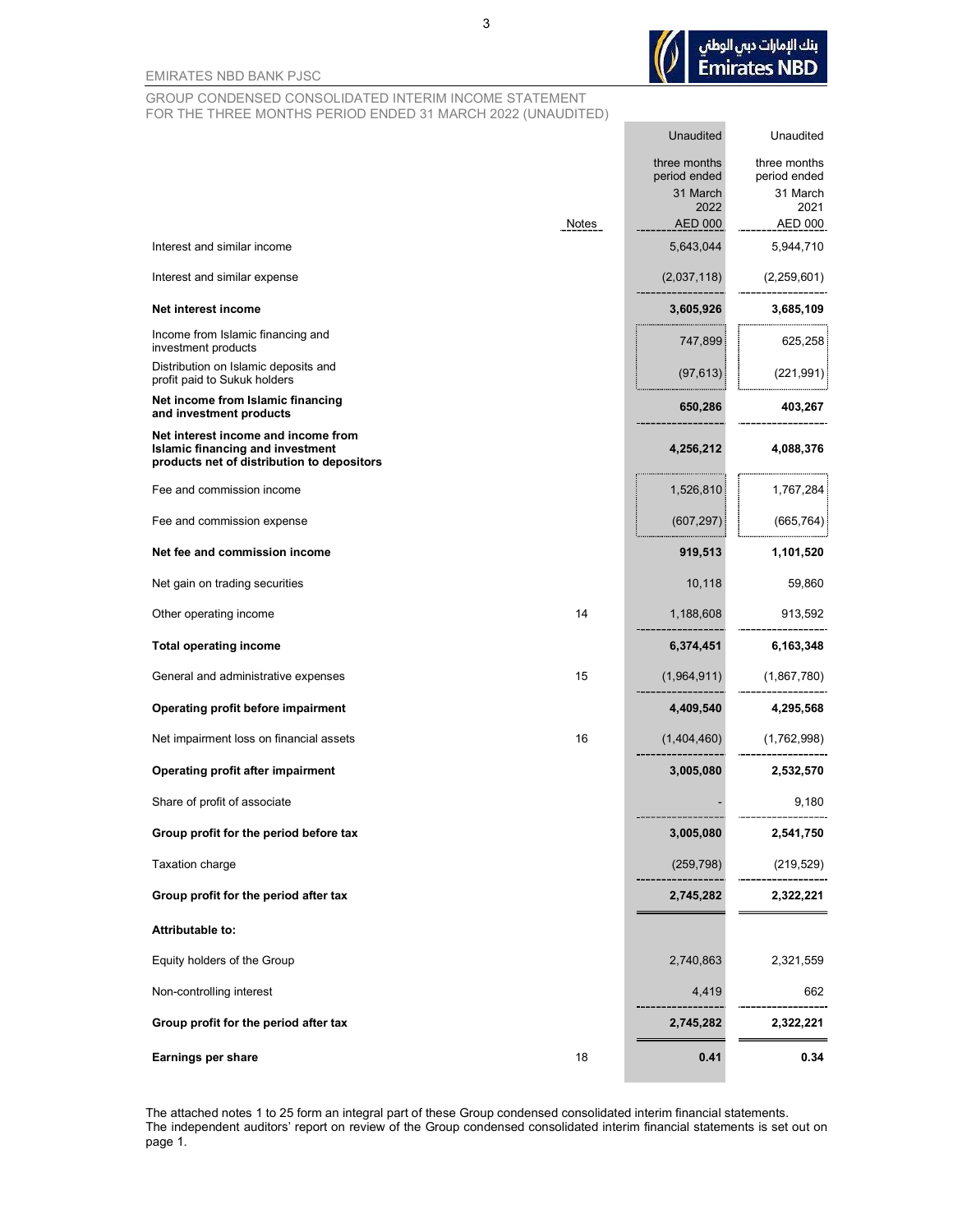EMIRATES NBD BANK PJSC

GROUP CONDENSED CONSOLIDATED INTERIM INCOME STATEMENT
FOR THE THREE MONTHS PERIOD ENDED 31 MARCH 2022 (UNAUDITED)

| | Notes | Unaudited three months period ended 31 March 2022 AED 000 | Unaudited three months period ended 31 March 2021 AED 000 |
|---|---|---|---|
| Interest and similar income | | 5,643,044 | 5,944,710 |
| Interest and similar expense | | (2,037,118) | (2,259,601) |
| **Net interest income** | | **3,605,926** | **3,685,109** |
| Income from Islamic financing and investment products | | 747,899 | 625,258 |
| Distribution on Islamic deposits and profit paid to Sukuk holders | | (97,613) | (221,991) |
| **Net income from Islamic financing and investment products** | | **650,286** | **403,267** |
| **Net interest income and income from Islamic financing and investment products net of distribution to depositors** | | **4,256,212** | **4,088,376** |
| Fee and commission income | | 1,526,810 | 1,767,284 |
| Fee and commission expense | | (607,297) | (665,764) |
| **Net fee and commission income** | | **919,513** | **1,101,520** |
| Net gain on trading securities | | 10,118 | 59,860 |
| Other operating income | 14 | 1,188,608 | 913,592 |
| **Total operating income** | | **6,374,451** | **6,163,348** |
| General and administrative expenses | 15 | (1,964,911) | (1,867,780) |
| **Operating profit before impairment** | | **4,409,540** | **4,295,568** |
| Net impairment loss on financial assets | 16 | (1,404,460) | (1,762,998) |
| **Operating profit after impairment** | | **3,005,080** | **2,532,570** |
| Share of profit of associate | | - | 9,180 |
| **Group profit for the period before tax** | | **3,005,080** | **2,541,750** |
| Taxation charge | | (259,798) | (219,529) |
| **Group profit for the period after tax** | | **2,745,282** | **2,322,221** |
| **Attributable to:** | | | |
| Equity holders of the Group | | 2,740,863 | 2,321,559 |
| Non-controlling interest | | 4,419 | 662 |
| **Group profit for the period after tax** | | **2,745,282** | **2,322,221** |
| **Earnings per share** | 18 | **0.41** | **0.34** |

The attached notes 1 to 25 form an integral part of these Group condensed consolidated interim financial statements.
The independent auditors' report on review of the Group condensed consolidated interim financial statements is set out on page 1.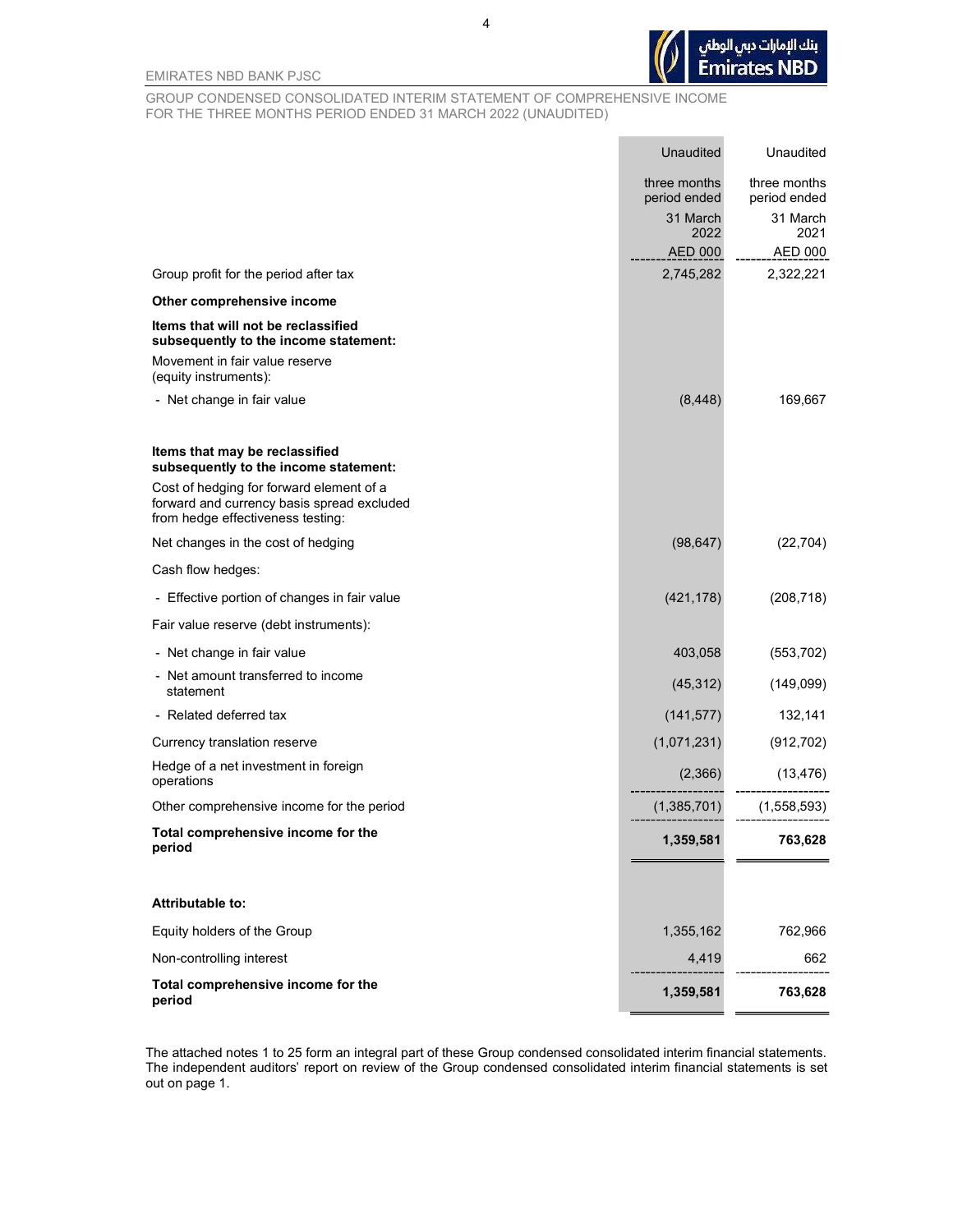EMIRATES NBD BANK PJSC

GROUP CONDENSED CONSOLIDATED INTERIM STATEMENT OF COMPREHENSIVE INCOME
FOR THE THREE MONTHS PERIOD ENDED 31 MARCH 2022 (UNAUDITED)

| | Unaudited three months period ended 31 March 2022 AED 000 | Unaudited three months period ended 31 March 2021 AED 000 |
|---|---|---|
| Group profit for the period after tax | 2,745,282 | 2,322,221 |
| **Other comprehensive income** | | |
| **Items that will not be reclassified subsequently to the income statement:** | | |
| Movement in fair value reserve (equity instruments): | | |
| - Net change in fair value | (8,448) | 169,667 |
| **Items that may be reclassified subsequently to the income statement:** | | |
| Cost of hedging for forward element of a forward and currency basis spread excluded from hedge effectiveness testing: | | |
| Net changes in the cost of hedging | (98,647) | (22,704) |
| Cash flow hedges: | | |
| - Effective portion of changes in fair value | (421,178) | (208,718) |
| Fair value reserve (debt instruments): | | |
| - Net change in fair value | 403,058 | (553,702) |
| - Net amount transferred to income statement | (45,312) | (149,099) |
| - Related deferred tax | (141,577) | 132,141 |
| Currency translation reserve | (1,071,231) | (912,702) |
| Hedge of a net investment in foreign operations | (2,366) | (13,476) |
| Other comprehensive income for the period | (1,385,701) | (1,558,593) |
| **Total comprehensive income for the period** | **1,359,581** | **763,628** |
| **Attributable to:** | | |
| Equity holders of the Group | 1,355,162 | 762,966 |
| Non-controlling interest | 4,419 | 662 |
| **Total comprehensive income for the period** | **1,359,581** | **763,628** |

The attached notes 1 to 25 form an integral part of these Group condensed consolidated interim financial statements. The independent auditors' report on review of the Group condensed consolidated interim financial statements is set out on page 1.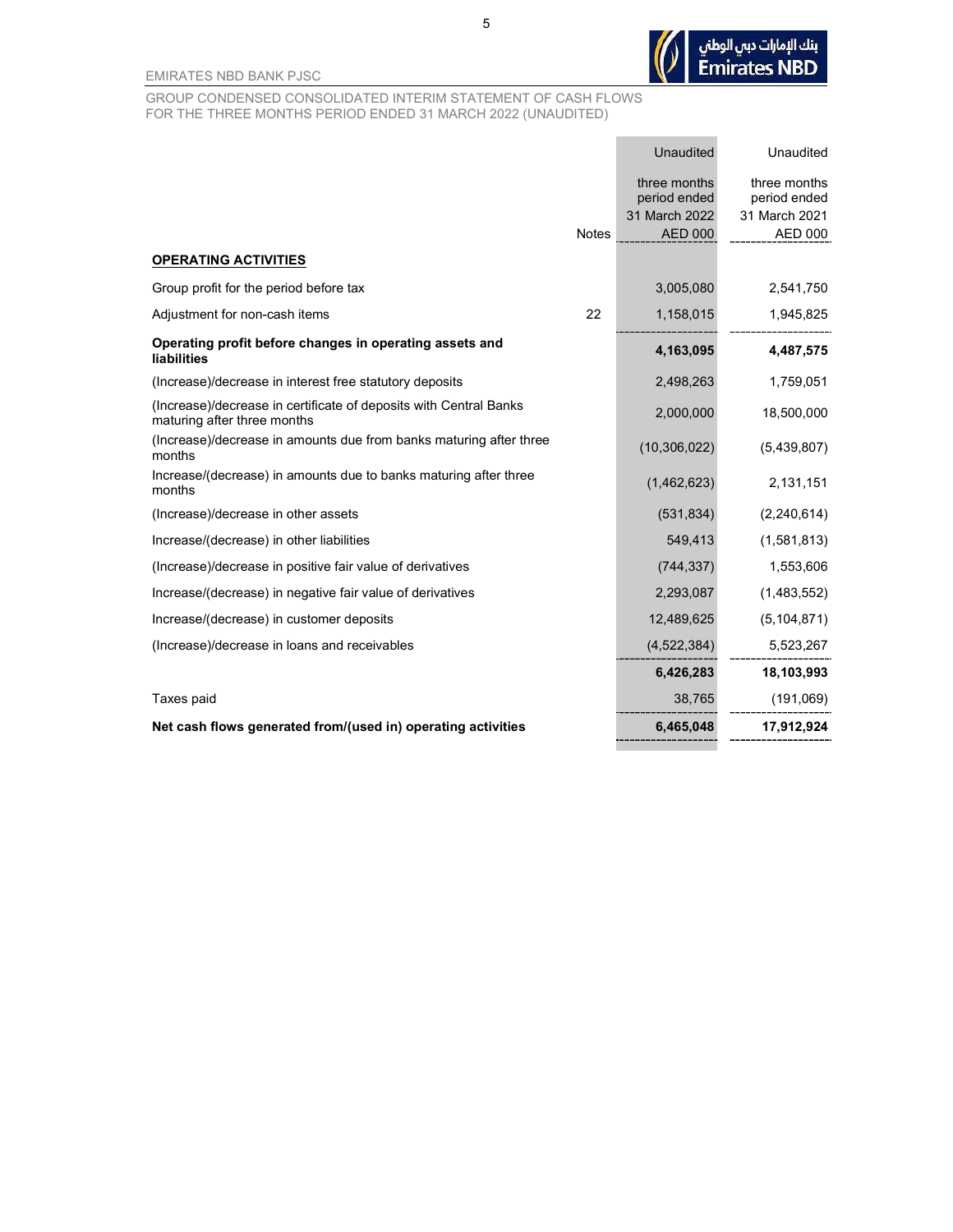EMIRATES NBD BANK PJSC

GROUP CONDENSED CONSOLIDATED INTERIM STATEMENT OF CASH FLOWS
FOR THE THREE MONTHS PERIOD ENDED 31 MARCH 2022 (UNAUDITED)

| | Notes | Unaudited three months period ended 31 March 2022 AED 000 | Unaudited three months period ended 31 March 2021 AED 000 |
|---|---|---|---|
| **OPERATING ACTIVITIES** | | | |
| Group profit for the period before tax | | 3,005,080 | 2,541,750 |
| Adjustment for non-cash items | 22 | 1,158,015 | 1,945,825 |
| **Operating profit before changes in operating assets and liabilities** | | **4,163,095** | **4,487,575** |
| (Increase)/decrease in interest free statutory deposits | | 2,498,263 | 1,759,051 |
| (Increase)/decrease in certificate of deposits with Central Banks maturing after three months | | 2,000,000 | 18,500,000 |
| (Increase)/decrease in amounts due from banks maturing after three months | | (10,306,022) | (5,439,807) |
| Increase/(decrease) in amounts due to banks maturing after three months | | (1,462,623) | 2,131,151 |
| (Increase)/decrease in other assets | | (531,834) | (2,240,614) |
| Increase/(decrease) in other liabilities | | 549,413 | (1,581,813) |
| (Increase)/decrease in positive fair value of derivatives | | (744,337) | 1,553,606 |
| Increase/(decrease) in negative fair value of derivatives | | 2,293,087 | (1,483,552) |
| Increase/(decrease) in customer deposits | | 12,489,625 | (5,104,871) |
| (Increase)/decrease in loans and receivables | | (4,522,384) | 5,523,267 |
| | | **6,426,283** | **18,103,993** |
| Taxes paid | | 38,765 | (191,069) |
| **Net cash flows generated from/(used in) operating activities** | | **6,465,048** | **17,912,924** |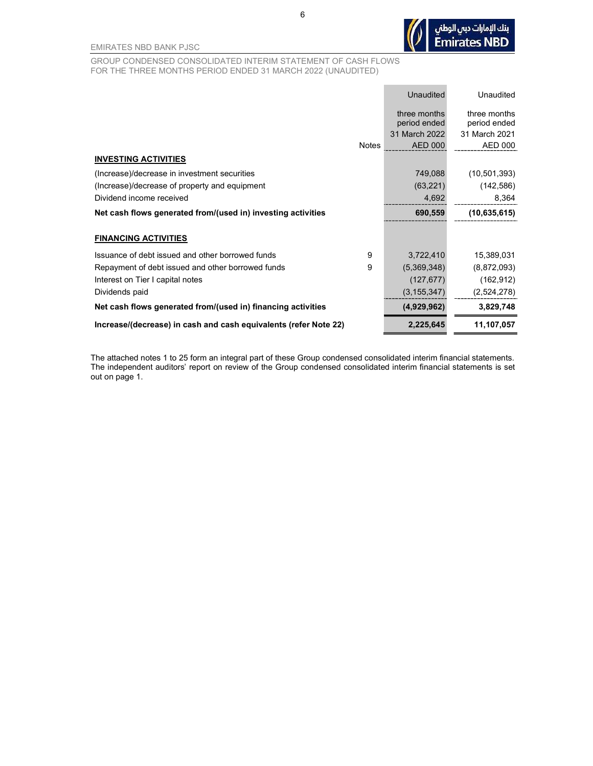EMIRATES NBD BANK PJSC

GROUP CONDENSED CONSOLIDATED INTERIM STATEMENT OF CASH FLOWS
FOR THE THREE MONTHS PERIOD ENDED 31 MARCH 2022 (UNAUDITED)

| | Notes | Unaudited<br>three months period ended<br>31 March 2022<br>AED 000 | Unaudited<br>three months period ended<br>31 March 2021<br>AED 000 |
|---|---|---|---|
| **INVESTING ACTIVITIES** | | | |
| (Increase)/decrease in investment securities | | 749,088 | (10,501,393) |
| (Increase)/decrease of property and equipment | | (63,221) | (142,586) |
| Dividend income received | | 4,692 | 8,364 |
| **Net cash flows generated from/(used in) investing activities** | | **690,559** | **(10,635,615)** |
| **FINANCING ACTIVITIES** | | | |
| Issuance of debt issued and other borrowed funds | 9 | 3,722,410 | 15,389,031 |
| Repayment of debt issued and other borrowed funds | 9 | (5,369,348) | (8,872,093) |
| Interest on Tier I capital notes | | (127,677) | (162,912) |
| Dividends paid | | (3,155,347) | (2,524,278) |
| **Net cash flows generated from/(used in) financing activities** | | **(4,929,962)** | **3,829,748** |
| **Increase/(decrease) in cash and cash equivalents (refer Note 22)** | | **2,225,645** | **11,107,057** |

The attached notes 1 to 25 form an integral part of these Group condensed consolidated interim financial statements. The independent auditors' report on review of the Group condensed consolidated interim financial statements is set out on page 1.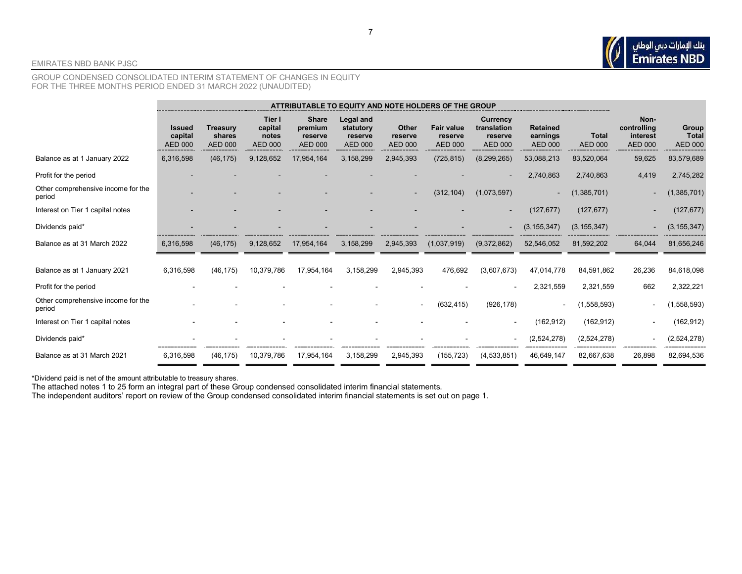EMIRATES NBD BANK PJSC

GROUP CONDENSED CONSOLIDATED INTERIM STATEMENT OF CHANGES IN EQUITY
FOR THE THREE MONTHS PERIOD ENDED 31 MARCH 2022 (UNAUDITED)

| | ATTRIBUTABLE TO EQUITY AND NOTE HOLDERS OF THE GROUP | | | | | | | | | | | |
|---|---|---|---|---|---|---|---|---|---|---|---|---|
| | **Issued capital** AED 000 | **Treasury shares** AED 000 | **Tier I capital notes** AED 000 | **Share premium reserve** AED 000 | **Legal and statutory reserve** AED 000 | **Other reserve** AED 000 | **Fair value reserve** AED 000 | **Currency translation reserve** AED 000 | **Retained earnings** AED 000 | **Total** AED 000 | **Non-controlling interest** AED 000 | **Group Total** AED 000 |
| Balance as at 1 January 2022 | 6,316,598 | (46,175) | 9,128,652 | 17,954,164 | 3,158,299 | 2,945,393 | (725,815) | (8,299,265) | 53,088,213 | 83,520,064 | 59,625 | 83,579,689 |
| Profit for the period | - | - | - | - | - | - | - | - | 2,740,863 | 2,740,863 | 4,419 | 2,745,282 |
| Other comprehensive income for the period | - | - | - | - | - | - | (312,104) | (1,073,597) | - | (1,385,701) | - | (1,385,701) |
| Interest on Tier 1 capital notes | - | - | - | - | - | - | - | - | (127,677) | (127,677) | - | (127,677) |
| Dividends paid* | - | - | - | - | - | - | - | - | (3,155,347) | (3,155,347) | - | (3,155,347) |
| Balance as at 31 March 2022 | 6,316,598 | (46,175) | 9,128,652 | 17,954,164 | 3,158,299 | 2,945,393 | (1,037,919) | (9,372,862) | 52,546,052 | 81,592,202 | 64,044 | 81,656,246 |
| Balance as at 1 January 2021 | 6,316,598 | (46,175) | 10,379,786 | 17,954,164 | 3,158,299 | 2,945,393 | 476,692 | (3,607,673) | 47,014,778 | 84,591,862 | 26,236 | 84,618,098 |
| Profit for the period | - | - | - | - | - | - | - | - | 2,321,559 | 2,321,559 | 662 | 2,322,221 |
| Other comprehensive income for the period | - | - | - | - | - | - | (632,415) | (926,178) | - | (1,558,593) | - | (1,558,593) |
| Interest on Tier 1 capital notes | - | - | - | - | - | - | - | - | (162,912) | (162,912) | - | (162,912) |
| Dividends paid* | - | - | - | - | - | - | - | - | (2,524,278) | (2,524,278) | - | (2,524,278) |
| Balance as at 31 March 2021 | 6,316,598 | (46,175) | 10,379,786 | 17,954,164 | 3,158,299 | 2,945,393 | (155,723) | (4,533,851) | 46,649,147 | 82,667,638 | 26,898 | 82,694,536 |

*Dividend paid is net of the amount attributable to treasury shares.

The attached notes 1 to 25 form an integral part of these Group condensed consolidated interim financial statements.

The independent auditors' report on review of the Group condensed consolidated interim financial statements is set out on page 1.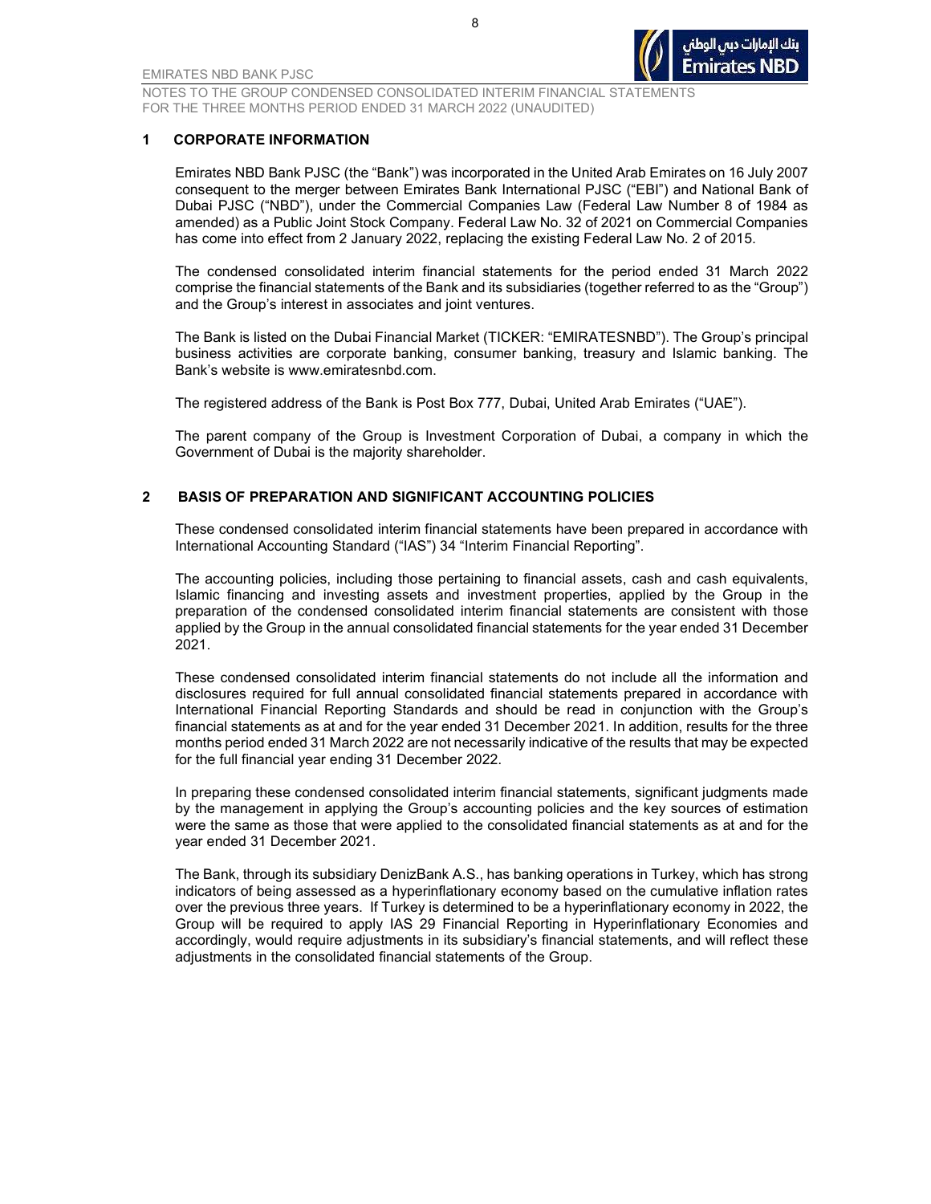## 1 CORPORATE INFORMATION

Emirates NBD Bank PJSC (the "Bank") was incorporated in the United Arab Emirates on 16 July 2007 consequent to the merger between Emirates Bank International PJSC ("EBI") and National Bank of Dubai PJSC ("NBD"), under the Commercial Companies Law (Federal Law Number 8 of 1984 as amended) as a Public Joint Stock Company. Federal Law No. 32 of 2021 on Commercial Companies has come into effect from 2 January 2022, replacing the existing Federal Law No. 2 of 2015.

The condensed consolidated interim financial statements for the period ended 31 March 2022 comprise the financial statements of the Bank and its subsidiaries (together referred to as the "Group") and the Group's interest in associates and joint ventures.

The Bank is listed on the Dubai Financial Market (TICKER: "EMIRATESNBD"). The Group's principal business activities are corporate banking, consumer banking, treasury and Islamic banking. The Bank's website is www.emiratesnbd.com.

The registered address of the Bank is Post Box 777, Dubai, United Arab Emirates ("UAE").

The parent company of the Group is Investment Corporation of Dubai, a company in which the Government of Dubai is the majority shareholder.

## 2 BASIS OF PREPARATION AND SIGNIFICANT ACCOUNTING POLICIES

These condensed consolidated interim financial statements have been prepared in accordance with International Accounting Standard ("IAS") 34 "Interim Financial Reporting".

The accounting policies, including those pertaining to financial assets, cash and cash equivalents, Islamic financing and investing assets and investment properties, applied by the Group in the preparation of the condensed consolidated interim financial statements are consistent with those applied by the Group in the annual consolidated financial statements for the year ended 31 December 2021.

These condensed consolidated interim financial statements do not include all the information and disclosures required for full annual consolidated financial statements prepared in accordance with International Financial Reporting Standards and should be read in conjunction with the Group's financial statements as at and for the year ended 31 December 2021. In addition, results for the three months period ended 31 March 2022 are not necessarily indicative of the results that may be expected for the full financial year ending 31 December 2022.

In preparing these condensed consolidated interim financial statements, significant judgments made by the management in applying the Group's accounting policies and the key sources of estimation were the same as those that were applied to the consolidated financial statements as at and for the year ended 31 December 2021.

The Bank, through its subsidiary DenizBank A.S., has banking operations in Turkey, which has strong indicators of being assessed as a hyperinflationary economy based on the cumulative inflation rates over the previous three years. If Turkey is determined to be a hyperinflationary economy in 2022, the Group will be required to apply IAS 29 Financial Reporting in Hyperinflationary Economies and accordingly, would require adjustments in its subsidiary's financial statements, and will reflect these adjustments in the consolidated financial statements of the Group.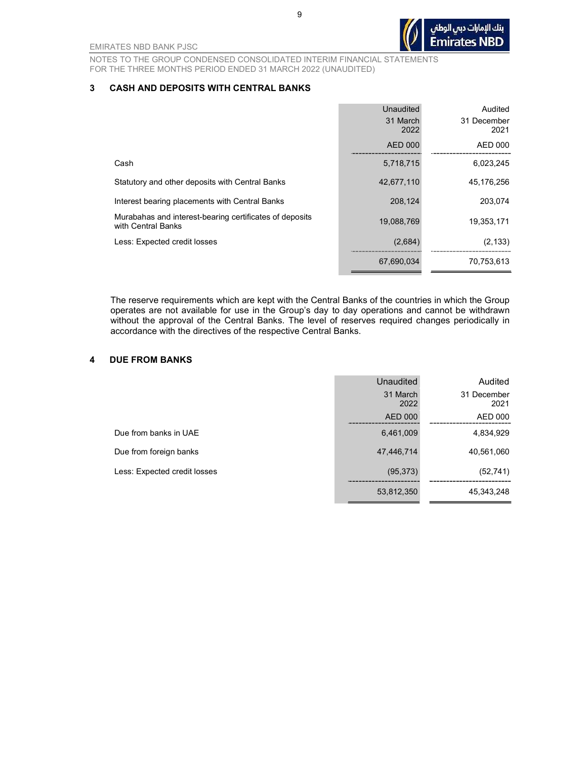## 3 CASH AND DEPOSITS WITH CENTRAL BANKS

| | Unaudited 31 March 2022 AED 000 | Audited 31 December 2021 AED 000 |
|---|---|---|
| Cash | 5,718,715 | 6,023,245 |
| Statutory and other deposits with Central Banks | 42,677,110 | 45,176,256 |
| Interest bearing placements with Central Banks | 208,124 | 203,074 |
| Murabahas and interest-bearing certificates of deposits with Central Banks | 19,088,769 | 19,353,171 |
| Less: Expected credit losses | (2,684) | (2,133) |
| | 67,690,034 | 70,753,613 |

The reserve requirements which are kept with the Central Banks of the countries in which the Group operates are not available for use in the Group's day to day operations and cannot be withdrawn without the approval of the Central Banks. The level of reserves required changes periodically in accordance with the directives of the respective Central Banks.

## 4 DUE FROM BANKS

| | Unaudited 31 March 2022 AED 000 | Audited 31 December 2021 AED 000 |
|---|---|---|
| Due from banks in UAE | 6,461,009 | 4,834,929 |
| Due from foreign banks | 47,446,714 | 40,561,060 |
| Less: Expected credit losses | (95,373) | (52,741) |
| | 53,812,350 | 45,343,248 |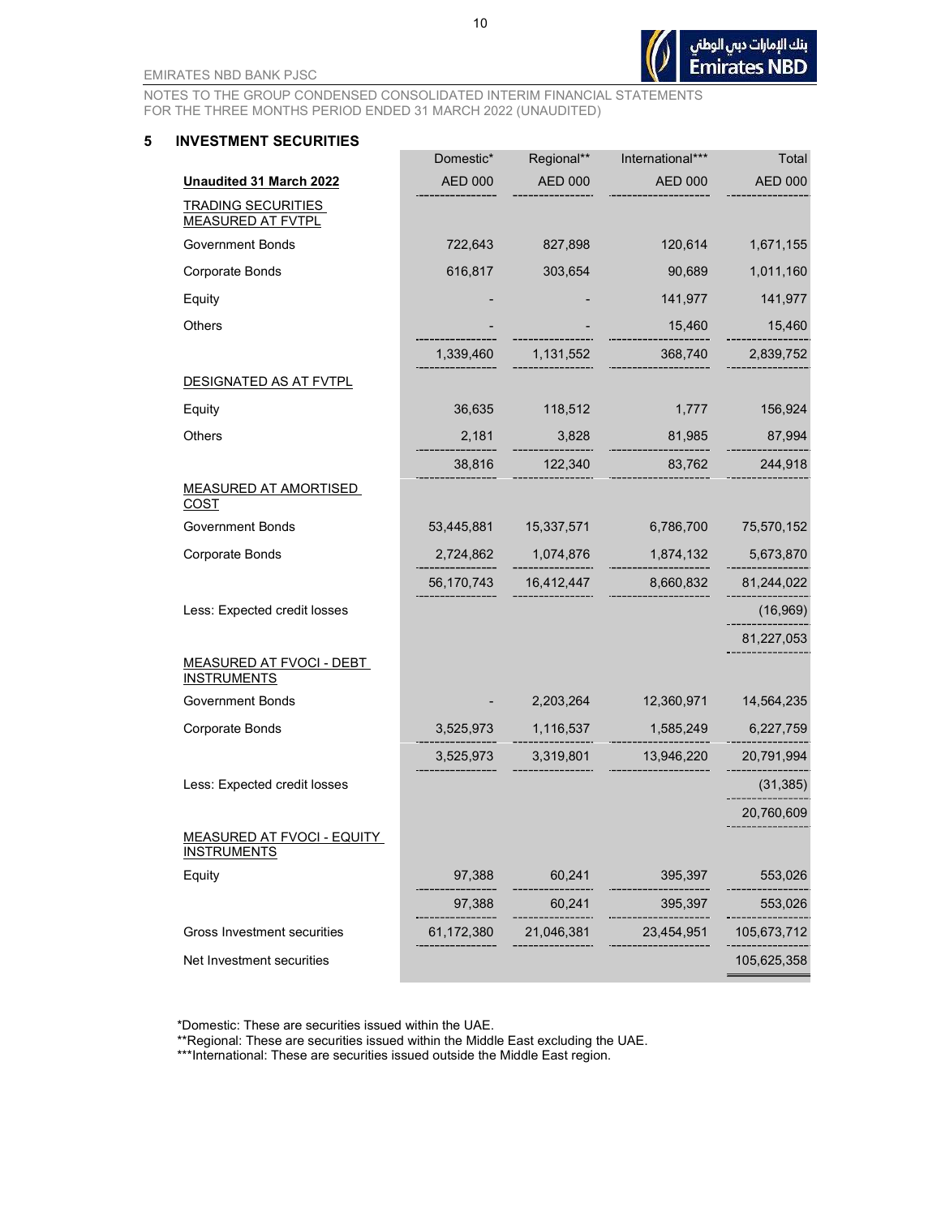## 5 INVESTMENT SECURITIES

| Unaudited 31 March 2022 | Domestic* AED 000 | Regional** AED 000 | International*** AED 000 | Total AED 000 |
|---|---|---|---|---|
| TRADING SECURITIES MEASURED AT FVTPL | | | | |
| Government Bonds | 722,643 | 827,898 | 120,614 | 1,671,155 |
| Corporate Bonds | 616,817 | 303,654 | 90,689 | 1,011,160 |
| Equity | - | - | 141,977 | 141,977 |
| Others | - | - | 15,460 | 15,460 |
| | 1,339,460 | 1,131,552 | 368,740 | 2,839,752 |
| DESIGNATED AS AT FVTPL | | | | |
| Equity | 36,635 | 118,512 | 1,777 | 156,924 |
| Others | 2,181 | 3,828 | 81,985 | 87,994 |
| | 38,816 | 122,340 | 83,762 | 244,918 |
| MEASURED AT AMORTISED COST | | | | |
| Government Bonds | 53,445,881 | 15,337,571 | 6,786,700 | 75,570,152 |
| Corporate Bonds | 2,724,862 | 1,074,876 | 1,874,132 | 5,673,870 |
| | 56,170,743 | 16,412,447 | 8,660,832 | 81,244,022 |
| Less: Expected credit losses | | | | (16,969) |
| | | | | 81,227,053 |
| MEASURED AT FVOCI - DEBT INSTRUMENTS | | | | |
| Government Bonds | - | 2,203,264 | 12,360,971 | 14,564,235 |
| Corporate Bonds | 3,525,973 | 1,116,537 | 1,585,249 | 6,227,759 |
| | 3,525,973 | 3,319,801 | 13,946,220 | 20,791,994 |
| Less: Expected credit losses | | | | (31,385) |
| | | | | 20,760,609 |
| MEASURED AT FVOCI - EQUITY INSTRUMENTS | | | | |
| Equity | 97,388 | 60,241 | 395,397 | 553,026 |
| | 97,388 | 60,241 | 395,397 | 553,026 |
| Gross Investment securities | 61,172,380 | 21,046,381 | 23,454,951 | 105,673,712 |
| Net Investment securities | | | | 105,625,358 |

*Domestic: These are securities issued within the UAE.

**Regional: These are securities issued within the Middle East excluding the UAE.

***International: These are securities issued outside the Middle East region.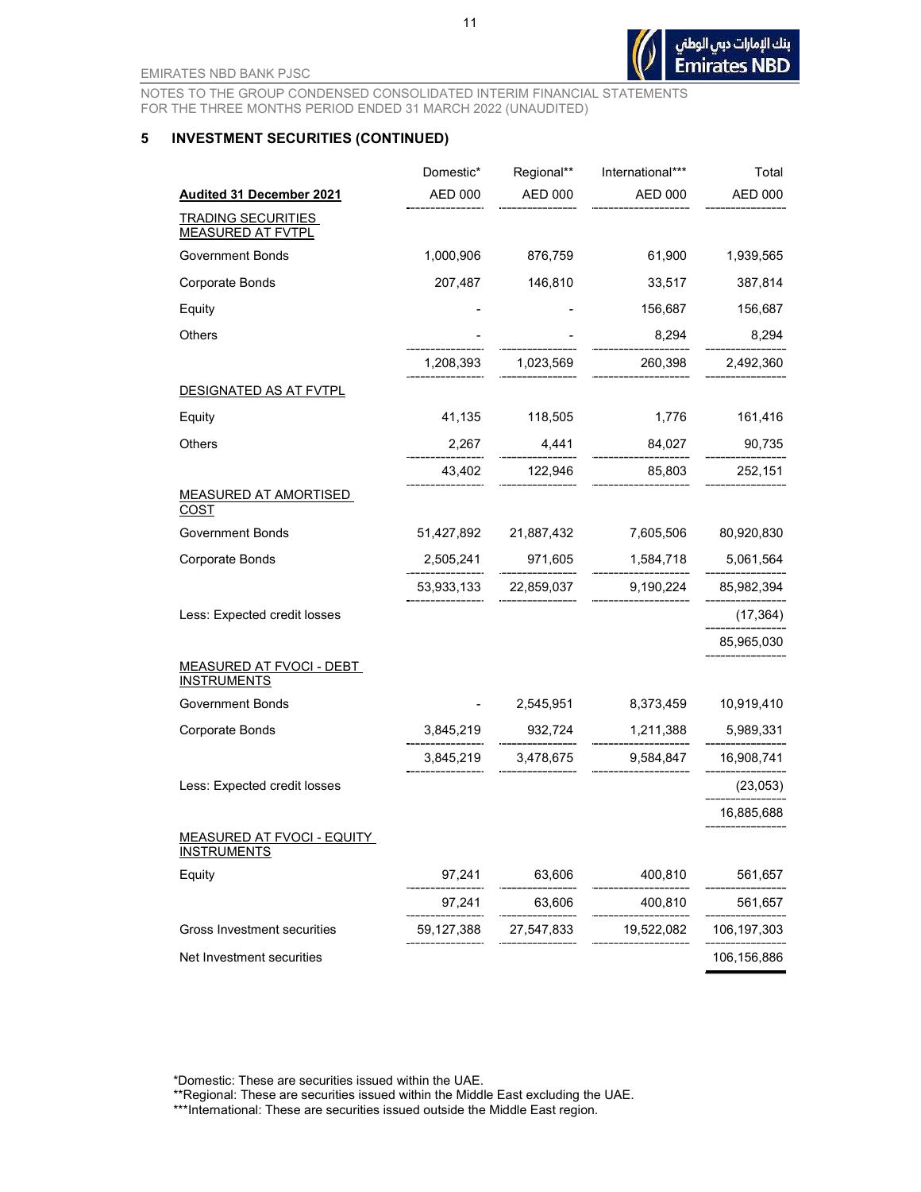EMIRATES NBD BANK PJSC

NOTES TO THE GROUP CONDENSED CONSOLIDATED INTERIM FINANCIAL STATEMENTS
FOR THE THREE MONTHS PERIOD ENDED 31 MARCH 2022 (UNAUDITED)

## 5 INVESTMENT SECURITIES (CONTINUED)

| | Domestic* | Regional** | International*** | Total |
|---|---|---|---|---|
| **Audited 31 December 2021** | AED 000 | AED 000 | AED 000 | AED 000 |
| TRADING SECURITIES MEASURED AT FVTPL | | | | |
| Government Bonds | 1,000,906 | 876,759 | 61,900 | 1,939,565 |
| Corporate Bonds | 207,487 | 146,810 | 33,517 | 387,814 |
| Equity | - | - | 156,687 | 156,687 |
| Others | - | - | 8,294 | 8,294 |
| | 1,208,393 | 1,023,569 | 260,398 | 2,492,360 |
| DESIGNATED AS AT FVTPL | | | | |
| Equity | 41,135 | 118,505 | 1,776 | 161,416 |
| Others | 2,267 | 4,441 | 84,027 | 90,735 |
| | 43,402 | 122,946 | 85,803 | 252,151 |
| MEASURED AT AMORTISED COST | | | | |
| Government Bonds | 51,427,892 | 21,887,432 | 7,605,506 | 80,920,830 |
| Corporate Bonds | 2,505,241 | 971,605 | 1,584,718 | 5,061,564 |
| | 53,933,133 | 22,859,037 | 9,190,224 | 85,982,394 |
| Less: Expected credit losses | | | | (17,364) |
| | | | | 85,965,030 |
| MEASURED AT FVOCI - DEBT INSTRUMENTS | | | | |
| Government Bonds | - | 2,545,951 | 8,373,459 | 10,919,410 |
| Corporate Bonds | 3,845,219 | 932,724 | 1,211,388 | 5,989,331 |
| | 3,845,219 | 3,478,675 | 9,584,847 | 16,908,741 |
| Less: Expected credit losses | | | | (23,053) |
| | | | | 16,885,688 |
| MEASURED AT FVOCI - EQUITY INSTRUMENTS | | | | |
| Equity | 97,241 | 63,606 | 400,810 | 561,657 |
| | 97,241 | 63,606 | 400,810 | 561,657 |
| Gross Investment securities | 59,127,388 | 27,547,833 | 19,522,082 | 106,197,303 |
| Net Investment securities | | | | 106,156,886 |

*Domestic: These are securities issued within the UAE.
**Regional: These are securities issued within the Middle East excluding the UAE.
***International: These are securities issued outside the Middle East region.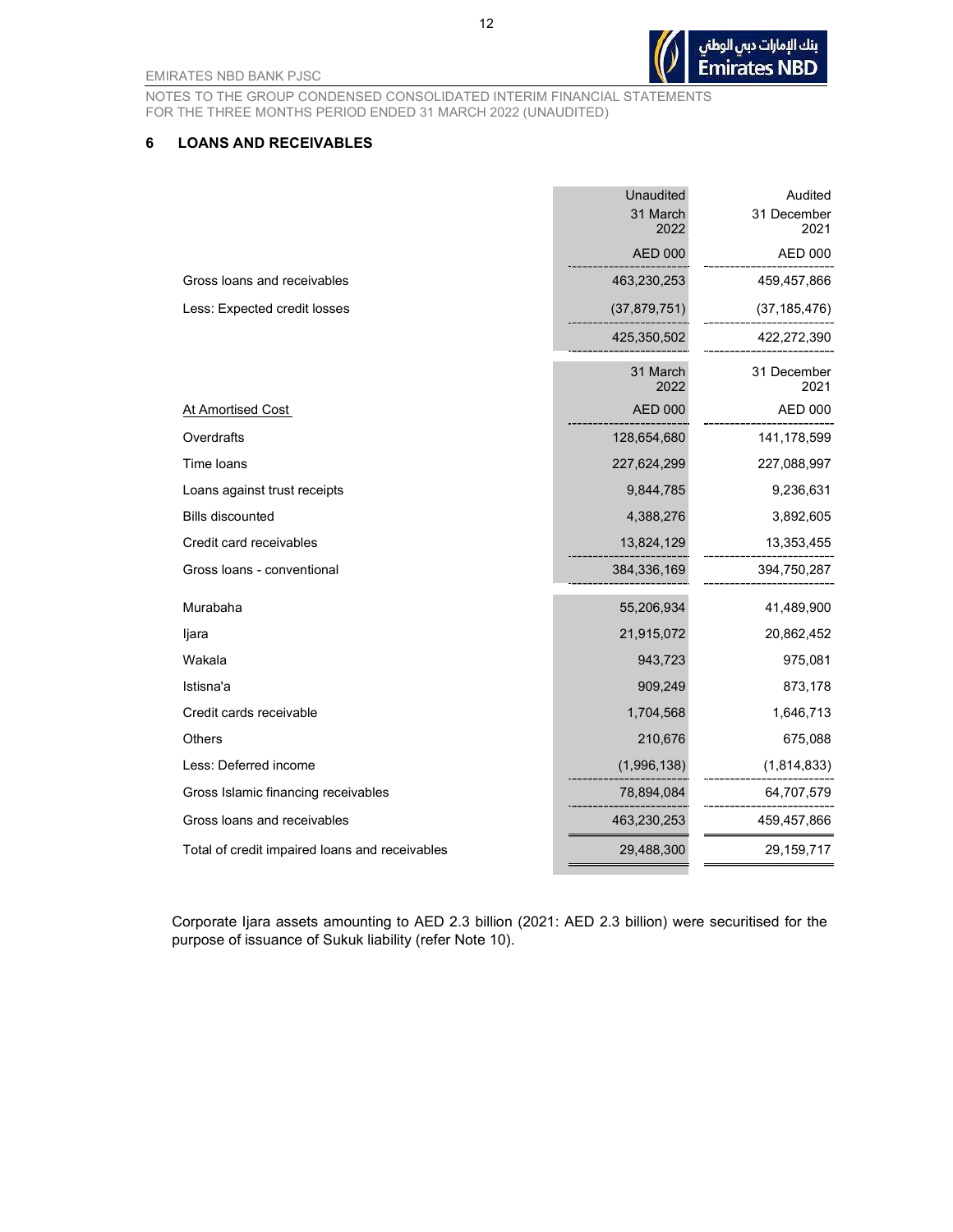## 6 LOANS AND RECEIVABLES

| | Unaudited 31 March 2022 | Audited 31 December 2021 |
|---|---|---|
| | AED 000 | AED 000 |
| Gross loans and receivables | 463,230,253 | 459,457,866 |
| Less: Expected credit losses | (37,879,751) | (37,185,476) |
| | 425,350,502 | 422,272,390 |

| | 31 March 2022 | 31 December 2021 |
|---|---|---|
| At Amortised Cost | AED 000 | AED 000 |
| Overdrafts | 128,654,680 | 141,178,599 |
| Time loans | 227,624,299 | 227,088,997 |
| Loans against trust receipts | 9,844,785 | 9,236,631 |
| Bills discounted | 4,388,276 | 3,892,605 |
| Credit card receivables | 13,824,129 | 13,353,455 |
| Gross loans - conventional | 384,336,169 | 394,750,287 |
| Murabaha | 55,206,934 | 41,489,900 |
| Ijara | 21,915,072 | 20,862,452 |
| Wakala | 943,723 | 975,081 |
| Istisna'a | 909,249 | 873,178 |
| Credit cards receivable | 1,704,568 | 1,646,713 |
| Others | 210,676 | 675,088 |
| Less: Deferred income | (1,996,138) | (1,814,833) |
| Gross Islamic financing receivables | 78,894,084 | 64,707,579 |
| Gross loans and receivables | 463,230,253 | 459,457,866 |
| Total of credit impaired loans and receivables | 29,488,300 | 29,159,717 |

Corporate Ijara assets amounting to AED 2.3 billion (2021: AED 2.3 billion) were securitised for the purpose of issuance of Sukuk liability (refer Note 10).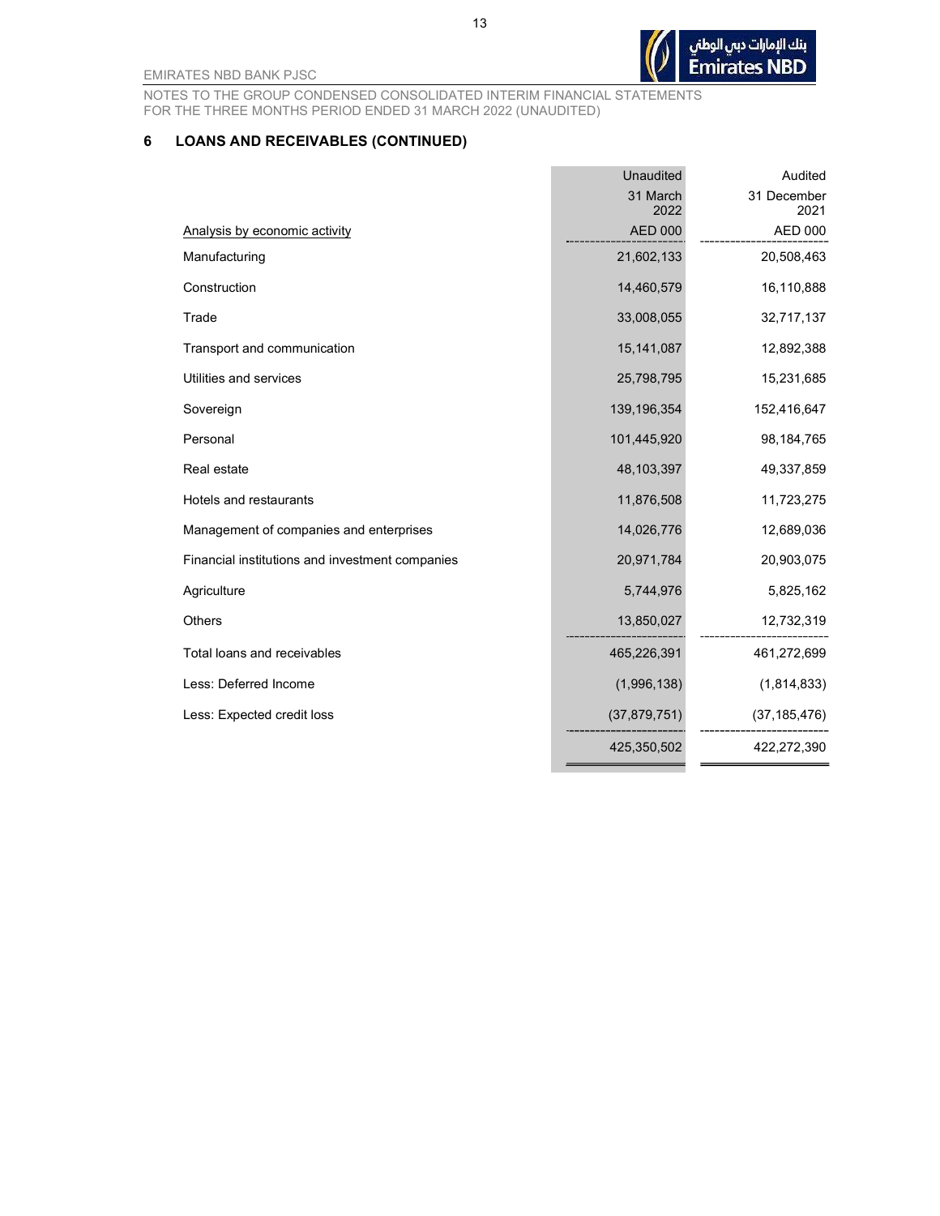## 6 LOANS AND RECEIVABLES (CONTINUED)

| Analysis by economic activity | Unaudited 31 March 2022 AED 000 | Audited 31 December 2021 AED 000 |
|---|---|---|
| Manufacturing | 21,602,133 | 20,508,463 |
| Construction | 14,460,579 | 16,110,888 |
| Trade | 33,008,055 | 32,717,137 |
| Transport and communication | 15,141,087 | 12,892,388 |
| Utilities and services | 25,798,795 | 15,231,685 |
| Sovereign | 139,196,354 | 152,416,647 |
| Personal | 101,445,920 | 98,184,765 |
| Real estate | 48,103,397 | 49,337,859 |
| Hotels and restaurants | 11,876,508 | 11,723,275 |
| Management of companies and enterprises | 14,026,776 | 12,689,036 |
| Financial institutions and investment companies | 20,971,784 | 20,903,075 |
| Agriculture | 5,744,976 | 5,825,162 |
| Others | 13,850,027 | 12,732,319 |
| Total loans and receivables | 465,226,391 | 461,272,699 |
| Less: Deferred Income | (1,996,138) | (1,814,833) |
| Less: Expected credit loss | (37,879,751) | (37,185,476) |
| | 425,350,502 | 422,272,390 |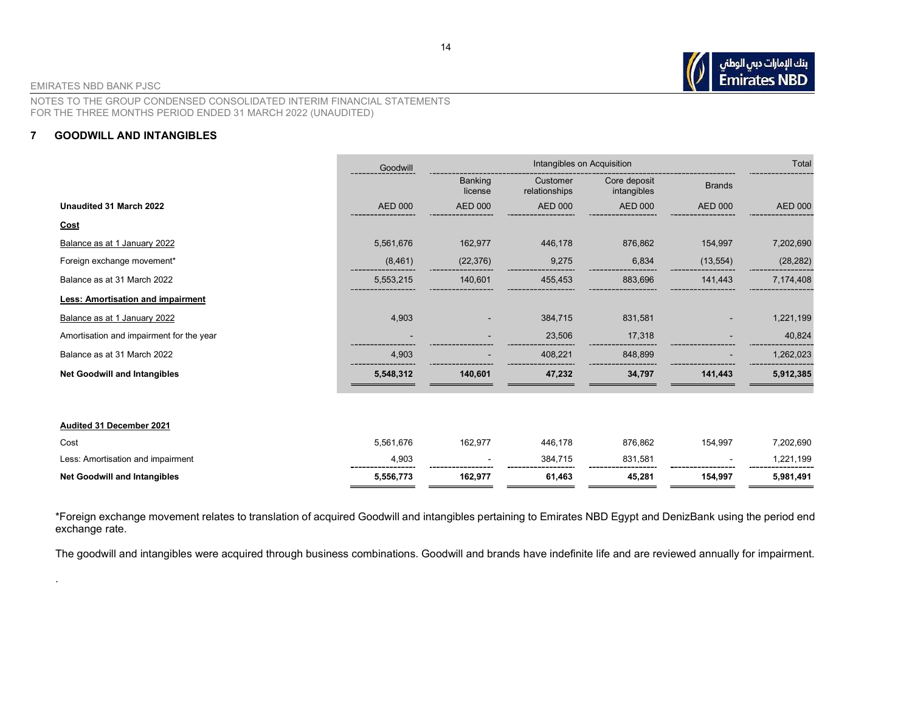## 7 GOODWILL AND INTANGIBLES

| | Goodwill | Intangibles on Acquisition | | | | Total |
|---|---|---|---|---|---|---|
| | | Banking license | Customer relationships | Core deposit intangibles | Brands | |
| **Unaudited 31 March 2022** | AED 000 | AED 000 | AED 000 | AED 000 | AED 000 | AED 000 |
| **Cost** | | | | | | |
| Balance as at 1 January 2022 | 5,561,676 | 162,977 | 446,178 | 876,862 | 154,997 | 7,202,690 |
| Foreign exchange movement* | (8,461) | (22,376) | 9,275 | 6,834 | (13,554) | (28,282) |
| Balance as at 31 March 2022 | 5,553,215 | 140,601 | 455,453 | 883,696 | 141,443 | 7,174,408 |
| **Less: Amortisation and impairment** | | | | | | |
| Balance as at 1 January 2022 | 4,903 | - | 384,715 | 831,581 | - | 1,221,199 |
| Amortisation and impairment for the year | - | - | 23,506 | 17,318 | - | 40,824 |
| Balance as at 31 March 2022 | 4,903 | - | 408,221 | 848,899 | - | 1,262,023 |
| **Net Goodwill and Intangibles** | **5,548,312** | **140,601** | **47,232** | **34,797** | **141,443** | **5,912,385** |
| | | | | | | |
| **Audited 31 December 2021** | | | | | | |
| Cost | 5,561,676 | 162,977 | 446,178 | 876,862 | 154,997 | 7,202,690 |
| Less: Amortisation and impairment | 4,903 | - | 384,715 | 831,581 | - | 1,221,199 |
| **Net Goodwill and Intangibles** | **5,556,773** | **162,977** | **61,463** | **45,281** | **154,997** | **5,981,491** |

*Foreign exchange movement relates to translation of acquired Goodwill and intangibles pertaining to Emirates NBD Egypt and DenizBank using the period end exchange rate.

The goodwill and intangibles were acquired through business combinations. Goodwill and brands have indefinite life and are reviewed annually for impairment.

.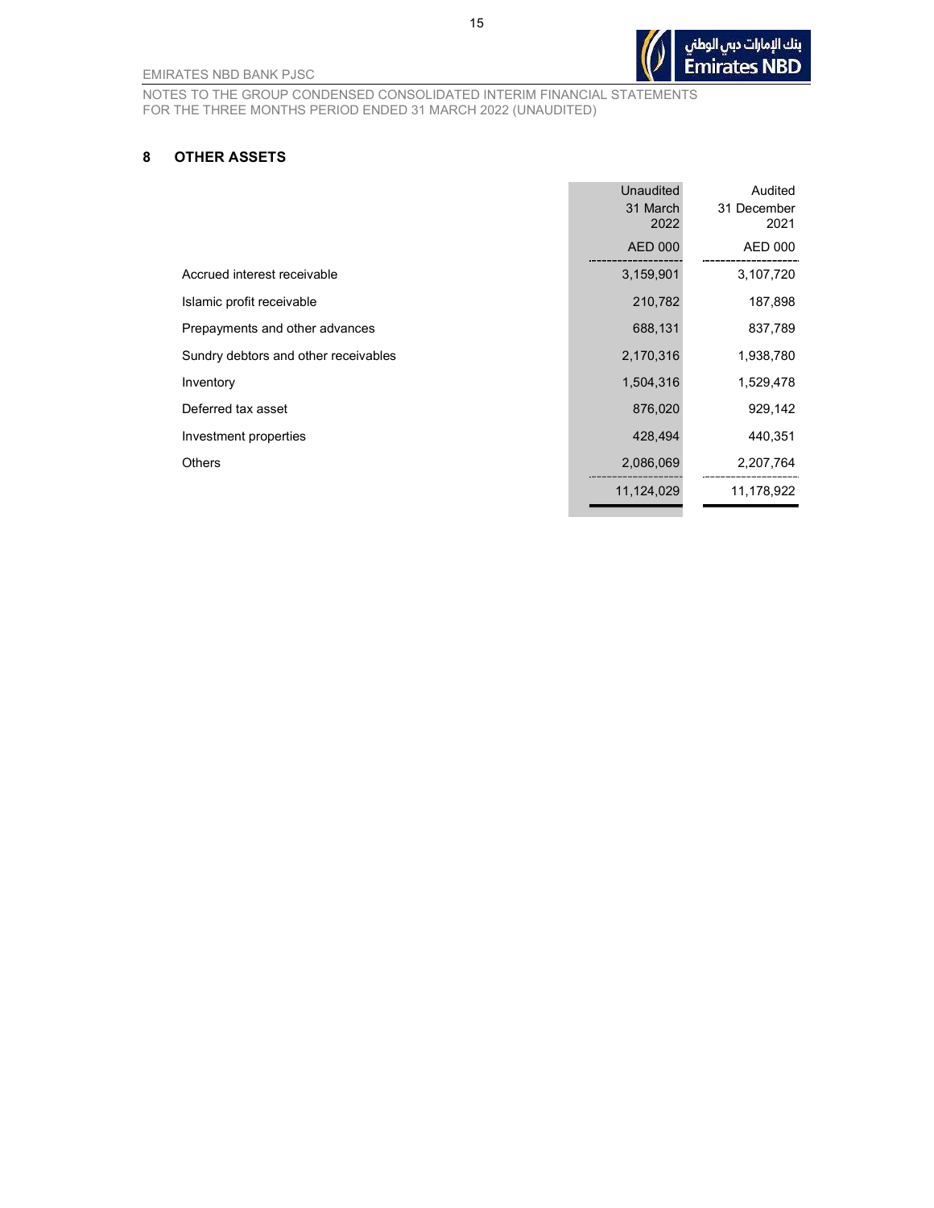## 8 OTHER ASSETS

| | Unaudited 31 March 2022 | Audited 31 December 2021 |
|---|---|---|
| | AED 000 | AED 000 |
| Accrued interest receivable | 3,159,901 | 3,107,720 |
| Islamic profit receivable | 210,782 | 187,898 |
| Prepayments and other advances | 688,131 | 837,789 |
| Sundry debtors and other receivables | 2,170,316 | 1,938,780 |
| Inventory | 1,504,316 | 1,529,478 |
| Deferred tax asset | 876,020 | 929,142 |
| Investment properties | 428,494 | 440,351 |
| Others | 2,086,069 | 2,207,764 |
| | 11,124,029 | 11,178,922 |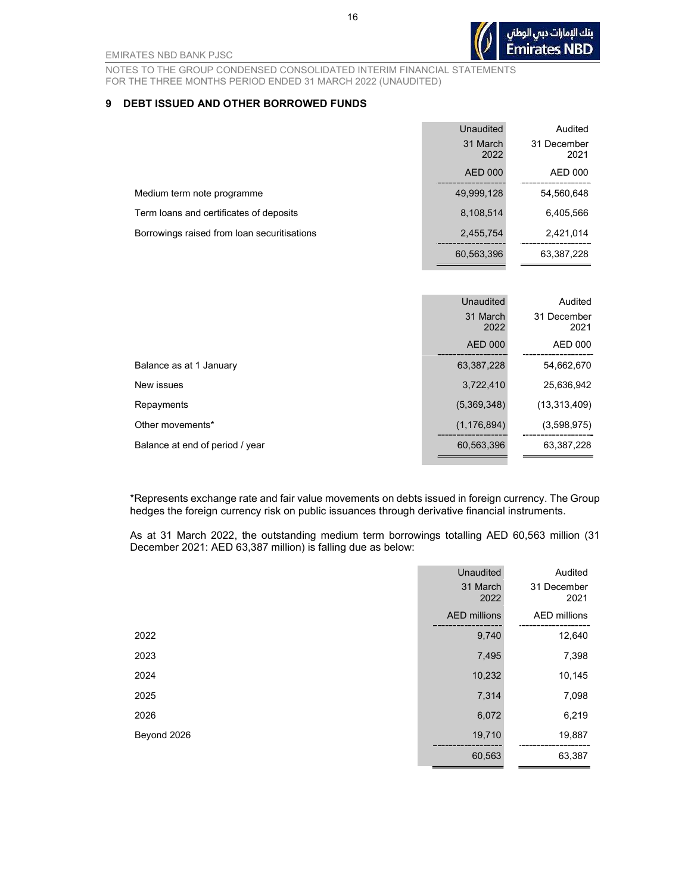## 9 DEBT ISSUED AND OTHER BORROWED FUNDS

| | Unaudited 31 March 2022 | Audited 31 December 2021 |
|---|---|---|
| | AED 000 | AED 000 |
| Medium term note programme | 49,999,128 | 54,560,648 |
| Term loans and certificates of deposits | 8,108,514 | 6,405,566 |
| Borrowings raised from loan securitisations | 2,455,754 | 2,421,014 |
| | 60,563,396 | 63,387,228 |

| | Unaudited 31 March 2022 | Audited 31 December 2021 |
|---|---|---|
| | AED 000 | AED 000 |
| Balance as at 1 January | 63,387,228 | 54,662,670 |
| New issues | 3,722,410 | 25,636,942 |
| Repayments | (5,369,348) | (13,313,409) |
| Other movements* | (1,176,894) | (3,598,975) |
| Balance at end of period / year | 60,563,396 | 63,387,228 |

*Represents exchange rate and fair value movements on debts issued in foreign currency. The Group hedges the foreign currency risk on public issuances through derivative financial instruments.

As at 31 March 2022, the outstanding medium term borrowings totalling AED 60,563 million (31 December 2021: AED 63,387 million) is falling due as below:

| | Unaudited 31 March 2022 | Audited 31 December 2021 |
|---|---|---|
| | AED millions | AED millions |
| 2022 | 9,740 | 12,640 |
| 2023 | 7,495 | 7,398 |
| 2024 | 10,232 | 10,145 |
| 2025 | 7,314 | 7,098 |
| 2026 | 6,072 | 6,219 |
| Beyond 2026 | 19,710 | 19,887 |
| | 60,563 | 63,387 |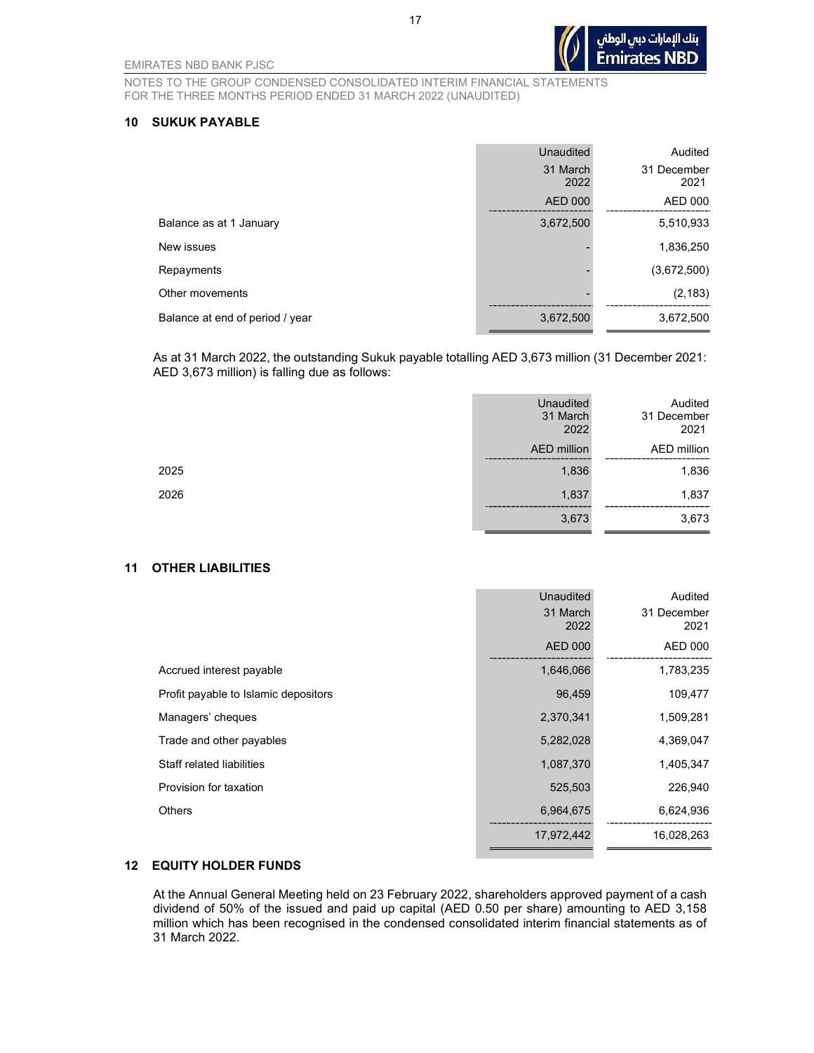## 10 SUKUK PAYABLE

| | Unaudited 31 March 2022 AED 000 | Audited 31 December 2021 AED 000 |
|---|---|---|
| Balance as at 1 January | 3,672,500 | 5,510,933 |
| New issues | - | 1,836,250 |
| Repayments | - | (3,672,500) |
| Other movements | - | (2,183) |
| Balance at end of period / year | 3,672,500 | 3,672,500 |

As at 31 March 2022, the outstanding Sukuk payable totalling AED 3,673 million (31 December 2021: AED 3,673 million) is falling due as follows:

| | Unaudited 31 March 2022 AED million | Audited 31 December 2021 AED million |
|---|---|---|
| 2025 | 1,836 | 1,836 |
| 2026 | 1,837 | 1,837 |
| | 3,673 | 3,673 |

## 11 OTHER LIABILITIES

| | Unaudited 31 March 2022 AED 000 | Audited 31 December 2021 AED 000 |
|---|---|---|
| Accrued interest payable | 1,646,066 | 1,783,235 |
| Profit payable to Islamic depositors | 96,459 | 109,477 |
| Managers' cheques | 2,370,341 | 1,509,281 |
| Trade and other payables | 5,282,028 | 4,369,047 |
| Staff related liabilities | 1,087,370 | 1,405,347 |
| Provision for taxation | 525,503 | 226,940 |
| Others | 6,964,675 | 6,624,936 |
| | 17,972,442 | 16,028,263 |

## 12 EQUITY HOLDER FUNDS

At the Annual General Meeting held on 23 February 2022, shareholders approved payment of a cash dividend of 50% of the issued and paid up capital (AED 0.50 per share) amounting to AED 3,158 million which has been recognised in the condensed consolidated interim financial statements as of 31 March 2022.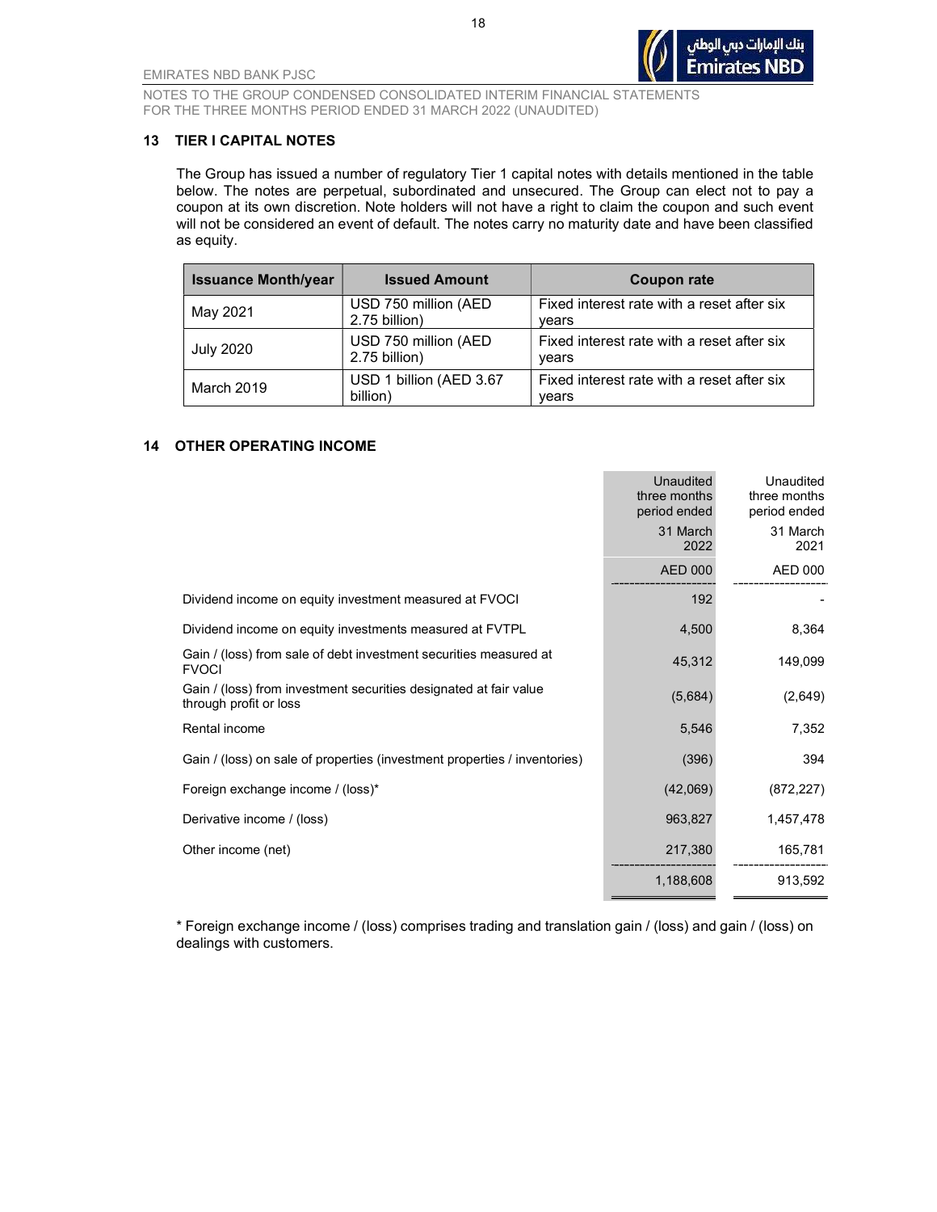## 13 TIER I CAPITAL NOTES

The Group has issued a number of regulatory Tier 1 capital notes with details mentioned in the table below. The notes are perpetual, subordinated and unsecured. The Group can elect not to pay a coupon at its own discretion. Note holders will not have a right to claim the coupon and such event will not be considered an event of default. The notes carry no maturity date and have been classified as equity.

| Issuance Month/year | Issued Amount | Coupon rate |
|---|---|---|
| May 2021 | USD 750 million (AED 2.75 billion) | Fixed interest rate with a reset after six years |
| July 2020 | USD 750 million (AED 2.75 billion) | Fixed interest rate with a reset after six years |
| March 2019 | USD 1 billion (AED 3.67 billion) | Fixed interest rate with a reset after six years |

## 14 OTHER OPERATING INCOME

| | Unaudited three months period ended 31 March 2022 | Unaudited three months period ended 31 March 2021 |
|---|---|---|
| | AED 000 | AED 000 |
| Dividend income on equity investment measured at FVOCI | 192 | - |
| Dividend income on equity investments measured at FVTPL | 4,500 | 8,364 |
| Gain / (loss) from sale of debt investment securities measured at FVOCI | 45,312 | 149,099 |
| Gain / (loss) from investment securities designated at fair value through profit or loss | (5,684) | (2,649) |
| Rental income | 5,546 | 7,352 |
| Gain / (loss) on sale of properties (investment properties / inventories) | (396) | 394 |
| Foreign exchange income / (loss)* | (42,069) | (872,227) |
| Derivative income / (loss) | 963,827 | 1,457,478 |
| Other income (net) | 217,380 | 165,781 |
| | 1,188,608 | 913,592 |

* Foreign exchange income / (loss) comprises trading and translation gain / (loss) and gain / (loss) on dealings with customers.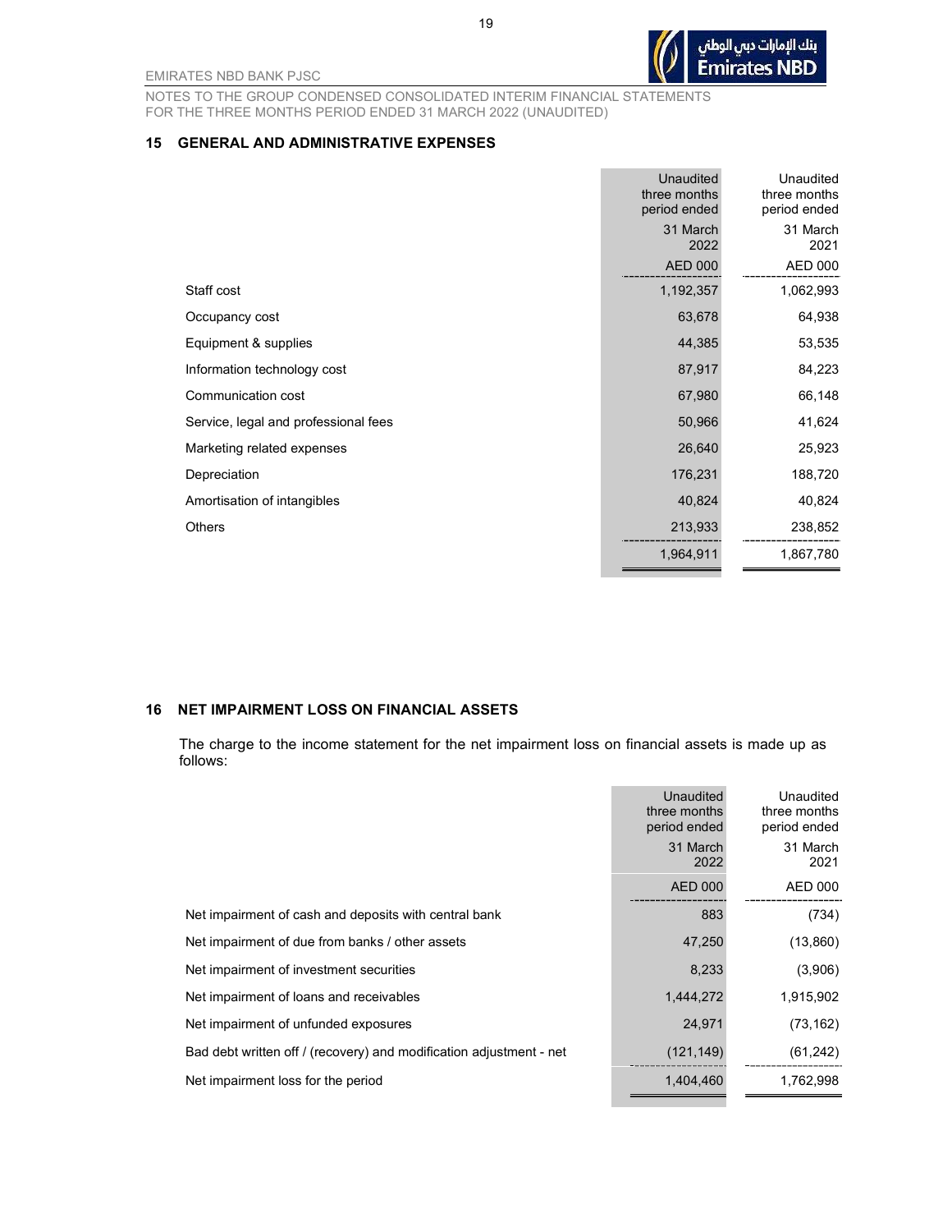## 15 GENERAL AND ADMINISTRATIVE EXPENSES

| | Unaudited three months period ended 31 March 2022 AED 000 | Unaudited three months period ended 31 March 2021 AED 000 |
|---|---|---|
| Staff cost | 1,192,357 | 1,062,993 |
| Occupancy cost | 63,678 | 64,938 |
| Equipment & supplies | 44,385 | 53,535 |
| Information technology cost | 87,917 | 84,223 |
| Communication cost | 67,980 | 66,148 |
| Service, legal and professional fees | 50,966 | 41,624 |
| Marketing related expenses | 26,640 | 25,923 |
| Depreciation | 176,231 | 188,720 |
| Amortisation of intangibles | 40,824 | 40,824 |
| Others | 213,933 | 238,852 |
| | 1,964,911 | 1,867,780 |

## 16 NET IMPAIRMENT LOSS ON FINANCIAL ASSETS

The charge to the income statement for the net impairment loss on financial assets is made up as follows:

| | Unaudited three months period ended 31 March 2022 AED 000 | Unaudited three months period ended 31 March 2021 AED 000 |
|---|---|---|
| Net impairment of cash and deposits with central bank | 883 | (734) |
| Net impairment of due from banks / other assets | 47,250 | (13,860) |
| Net impairment of investment securities | 8,233 | (3,906) |
| Net impairment of loans and receivables | 1,444,272 | 1,915,902 |
| Net impairment of unfunded exposures | 24,971 | (73,162) |
| Bad debt written off / (recovery) and modification adjustment - net | (121,149) | (61,242) |
| Net impairment loss for the period | 1,404,460 | 1,762,998 |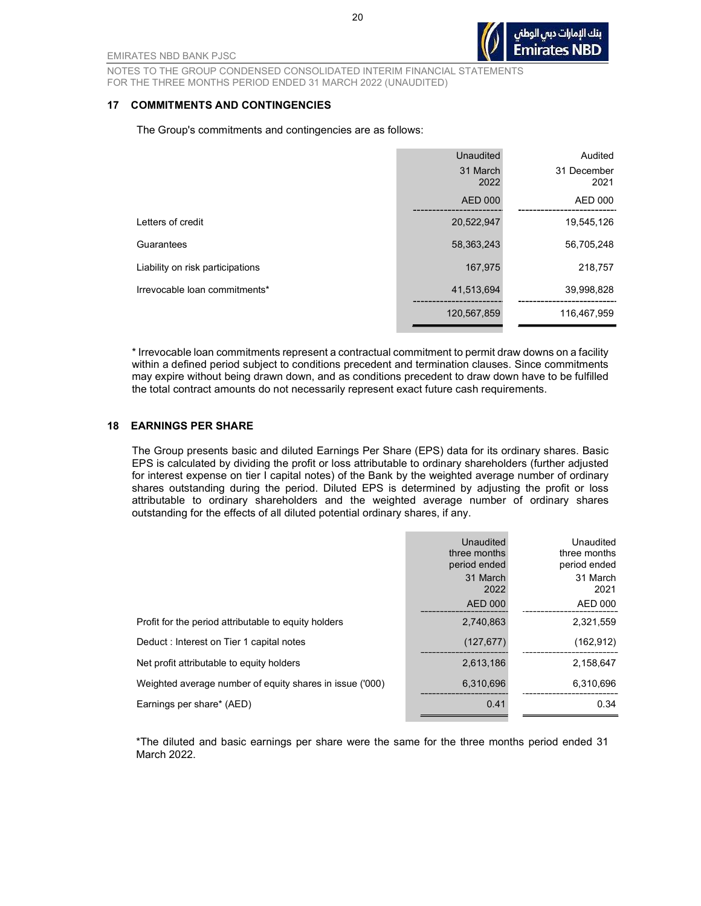## 17 COMMITMENTS AND CONTINGENCIES

The Group's commitments and contingencies are as follows:

| | Unaudited 31 March 2022 AED 000 | Audited 31 December 2021 AED 000 |
|---|---|---|
| Letters of credit | 20,522,947 | 19,545,126 |
| Guarantees | 58,363,243 | 56,705,248 |
| Liability on risk participations | 167,975 | 218,757 |
| Irrevocable loan commitments* | 41,513,694 | 39,998,828 |
| | 120,567,859 | 116,467,959 |

* Irrevocable loan commitments represent a contractual commitment to permit draw downs on a facility within a defined period subject to conditions precedent and termination clauses. Since commitments may expire without being drawn down, and as conditions precedent to draw down have to be fulfilled the total contract amounts do not necessarily represent exact future cash requirements.

## 18 EARNINGS PER SHARE

The Group presents basic and diluted Earnings Per Share (EPS) data for its ordinary shares. Basic EPS is calculated by dividing the profit or loss attributable to ordinary shareholders (further adjusted for interest expense on tier I capital notes) of the Bank by the weighted average number of ordinary shares outstanding during the period. Diluted EPS is determined by adjusting the profit or loss attributable to ordinary shareholders and the weighted average number of ordinary shares outstanding for the effects of all diluted potential ordinary shares, if any.

| | Unaudited three months period ended 31 March 2022 AED 000 | Unaudited three months period ended 31 March 2021 AED 000 |
|---|---|---|
| Profit for the period attributable to equity holders | 2,740,863 | 2,321,559 |
| Deduct : Interest on Tier 1 capital notes | (127,677) | (162,912) |
| Net profit attributable to equity holders | 2,613,186 | 2,158,647 |
| Weighted average number of equity shares in issue ('000) | 6,310,696 | 6,310,696 |
| Earnings per share* (AED) | 0.41 | 0.34 |

*The diluted and basic earnings per share were the same for the three months period ended 31 March 2022.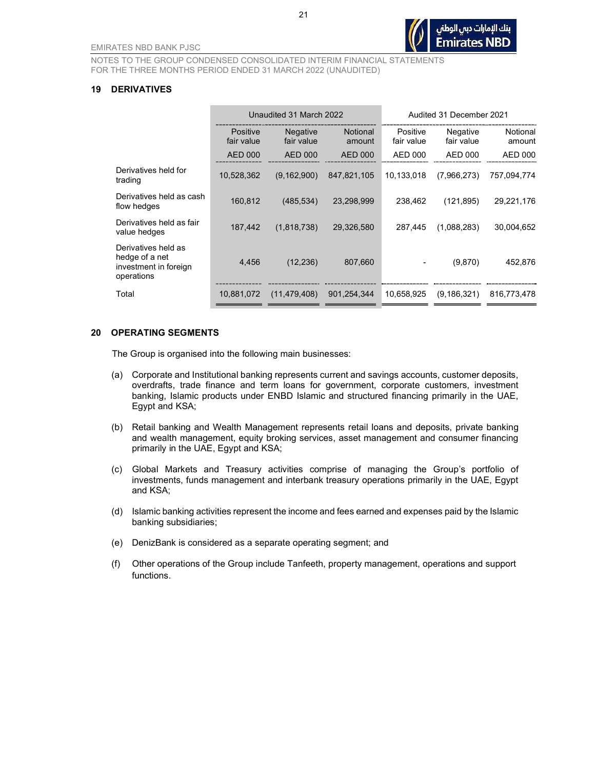## 19 DERIVATIVES

| | Unaudited 31 March 2022 | | | Audited 31 December 2021 | | |
|---|---|---|---|---|---|---|
| | Positive fair value | Negative fair value | Notional amount | Positive fair value | Negative fair value | Notional amount |
| | AED 000 | AED 000 | AED 000 | AED 000 | AED 000 | AED 000 |
| Derivatives held for trading | 10,528,362 | (9,162,900) | 847,821,105 | 10,133,018 | (7,966,273) | 757,094,774 |
| Derivatives held as cash flow hedges | 160,812 | (485,534) | 23,298,999 | 238,462 | (121,895) | 29,221,176 |
| Derivatives held as fair value hedges | 187,442 | (1,818,738) | 29,326,580 | 287,445 | (1,088,283) | 30,004,652 |
| Derivatives held as hedge of a net investment in foreign operations | 4,456 | (12,236) | 807,660 | - | (9,870) | 452,876 |
| Total | 10,881,072 | (11,479,408) | 901,254,344 | 10,658,925 | (9,186,321) | 816,773,478 |

## 20 OPERATING SEGMENTS

The Group is organised into the following main businesses:

(a) Corporate and Institutional banking represents current and savings accounts, customer deposits, overdrafts, trade finance and term loans for government, corporate customers, investment banking, Islamic products under ENBD Islamic and structured financing primarily in the UAE, Egypt and KSA;

(b) Retail banking and Wealth Management represents retail loans and deposits, private banking and wealth management, equity broking services, asset management and consumer financing primarily in the UAE, Egypt and KSA;

(c) Global Markets and Treasury activities comprise of managing the Group's portfolio of investments, funds management and interbank treasury operations primarily in the UAE, Egypt and KSA;

(d) Islamic banking activities represent the income and fees earned and expenses paid by the Islamic banking subsidiaries;

(e) DenizBank is considered as a separate operating segment; and

(f) Other operations of the Group include Tanfeeth, property management, operations and support functions.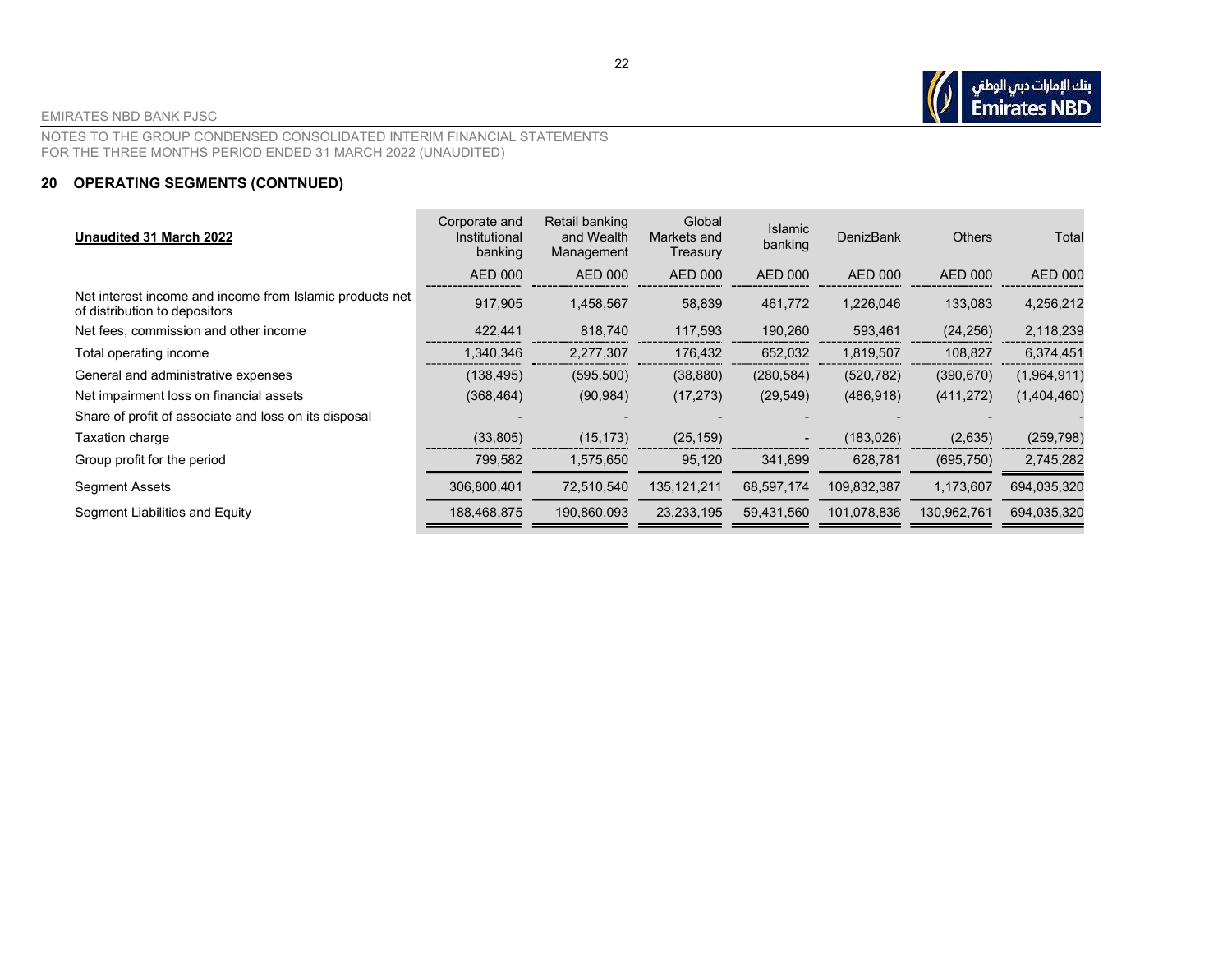## 20 OPERATING SEGMENTS (CONTNUED)

| **Unaudited 31 March 2022** | Corporate and Institutional banking | Retail banking and Wealth Management | Global Markets and Treasury | Islamic banking | DenizBank | Others | Total |
|---|---|---|---|---|---|---|---|
| | AED 000 | AED 000 | AED 000 | AED 000 | AED 000 | AED 000 | AED 000 |
| Net interest income and income from Islamic products net of distribution to depositors | 917,905 | 1,458,567 | 58,839 | 461,772 | 1,226,046 | 133,083 | 4,256,212 |
| Net fees, commission and other income | 422,441 | 818,740 | 117,593 | 190,260 | 593,461 | (24,256) | 2,118,239 |
| Total operating income | 1,340,346 | 2,277,307 | 176,432 | 652,032 | 1,819,507 | 108,827 | 6,374,451 |
| General and administrative expenses | (138,495) | (595,500) | (38,880) | (280,584) | (520,782) | (390,670) | (1,964,911) |
| Net impairment loss on financial assets | (368,464) | (90,984) | (17,273) | (29,549) | (486,918) | (411,272) | (1,404,460) |
| Share of profit of associate and loss on its disposal | - | - | - | - | - | - | - |
| Taxation charge | (33,805) | (15,173) | (25,159) | - | (183,026) | (2,635) | (259,798) |
| Group profit for the period | 799,582 | 1,575,650 | 95,120 | 341,899 | 628,781 | (695,750) | 2,745,282 |
| Segment Assets | 306,800,401 | 72,510,540 | 135,121,211 | 68,597,174 | 109,832,387 | 1,173,607 | 694,035,320 |
| Segment Liabilities and Equity | 188,468,875 | 190,860,093 | 23,233,195 | 59,431,560 | 101,078,836 | 130,962,761 | 694,035,320 |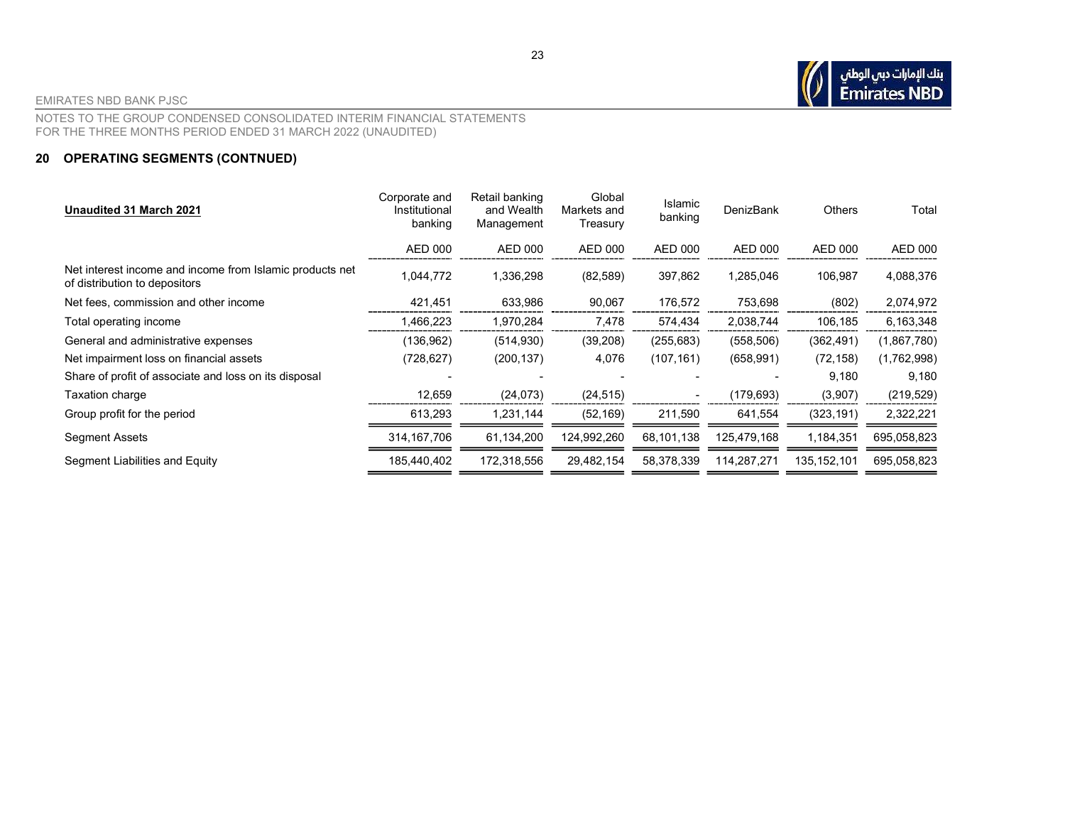## 20 OPERATING SEGMENTS (CONTNUED)

| Unaudited 31 March 2021 | Corporate and Institutional banking | Retail banking and Wealth Management | Global Markets and Treasury | Islamic banking | DenizBank | Others | Total |
|---|---|---|---|---|---|---|---|
| | AED 000 | AED 000 | AED 000 | AED 000 | AED 000 | AED 000 | AED 000 |
| Net interest income and income from Islamic products net of distribution to depositors | 1,044,772 | 1,336,298 | (82,589) | 397,862 | 1,285,046 | 106,987 | 4,088,376 |
| Net fees, commission and other income | 421,451 | 633,986 | 90,067 | 176,572 | 753,698 | (802) | 2,074,972 |
| Total operating income | 1,466,223 | 1,970,284 | 7,478 | 574,434 | 2,038,744 | 106,185 | 6,163,348 |
| General and administrative expenses | (136,962) | (514,930) | (39,208) | (255,683) | (558,506) | (362,491) | (1,867,780) |
| Net impairment loss on financial assets | (728,627) | (200,137) | 4,076 | (107,161) | (658,991) | (72,158) | (1,762,998) |
| Share of profit of associate and loss on its disposal | - | - | - | - | - | 9,180 | 9,180 |
| Taxation charge | 12,659 | (24,073) | (24,515) | - | (179,693) | (3,907) | (219,529) |
| Group profit for the period | 613,293 | 1,231,144 | (52,169) | 211,590 | 641,554 | (323,191) | 2,322,221 |
| Segment Assets | 314,167,706 | 61,134,200 | 124,992,260 | 68,101,138 | 125,479,168 | 1,184,351 | 695,058,823 |
| Segment Liabilities and Equity | 185,440,402 | 172,318,556 | 29,482,154 | 58,378,339 | 114,287,271 | 135,152,101 | 695,058,823 |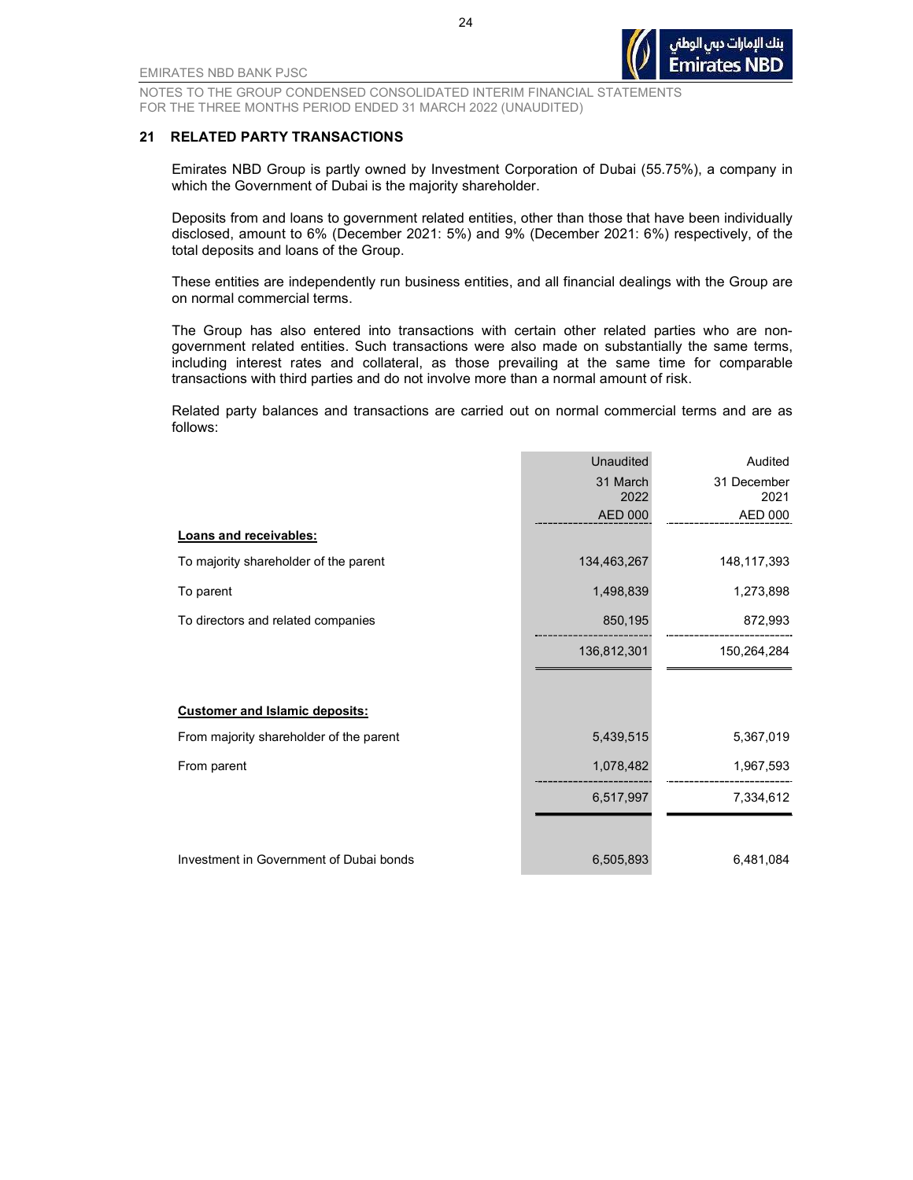## 21 RELATED PARTY TRANSACTIONS

Emirates NBD Group is partly owned by Investment Corporation of Dubai (55.75%), a company in which the Government of Dubai is the majority shareholder.

Deposits from and loans to government related entities, other than those that have been individually disclosed, amount to 6% (December 2021: 5%) and 9% (December 2021: 6%) respectively, of the total deposits and loans of the Group.

These entities are independently run business entities, and all financial dealings with the Group are on normal commercial terms.

The Group has also entered into transactions with certain other related parties who are non-government related entities. Such transactions were also made on substantially the same terms, including interest rates and collateral, as those prevailing at the same time for comparable transactions with third parties and do not involve more than a normal amount of risk.

Related party balances and transactions are carried out on normal commercial terms and are as follows:

| | Unaudited 31 March 2022 AED 000 | Audited 31 December 2021 AED 000 |
|---|---|---|
| **Loans and receivables:** | | |
| To majority shareholder of the parent | 134,463,267 | 148,117,393 |
| To parent | 1,498,839 | 1,273,898 |
| To directors and related companies | 850,195 | 872,993 |
| | 136,812,301 | 150,264,284 |
| **Customer and Islamic deposits:** | | |
| From majority shareholder of the parent | 5,439,515 | 5,367,019 |
| From parent | 1,078,482 | 1,967,593 |
| | 6,517,997 | 7,334,612 |
| Investment in Government of Dubai bonds | 6,505,893 | 6,481,084 |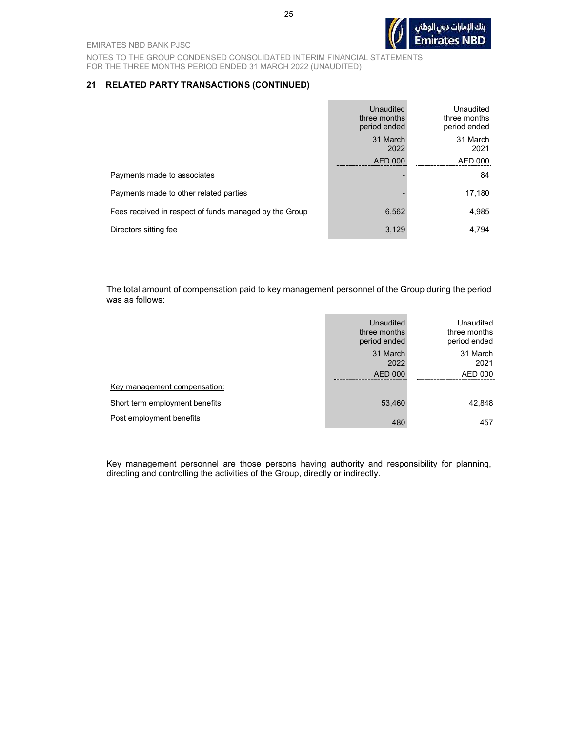## 21 RELATED PARTY TRANSACTIONS (CONTINUED)

| | Unaudited three months period ended 31 March 2022 AED 000 | Unaudited three months period ended 31 March 2021 AED 000 |
|---|---|---|
| Payments made to associates | - | 84 |
| Payments made to other related parties | - | 17,180 |
| Fees received in respect of funds managed by the Group | 6,562 | 4,985 |
| Directors sitting fee | 3,129 | 4,794 |

The total amount of compensation paid to key management personnel of the Group during the period was as follows:

| | Unaudited three months period ended 31 March 2022 AED 000 | Unaudited three months period ended 31 March 2021 AED 000 |
|---|---|---|
| Key management compensation: | | |
| Short term employment benefits | 53,460 | 42,848 |
| Post employment benefits | 480 | 457 |

Key management personnel are those persons having authority and responsibility for planning, directing and controlling the activities of the Group, directly or indirectly.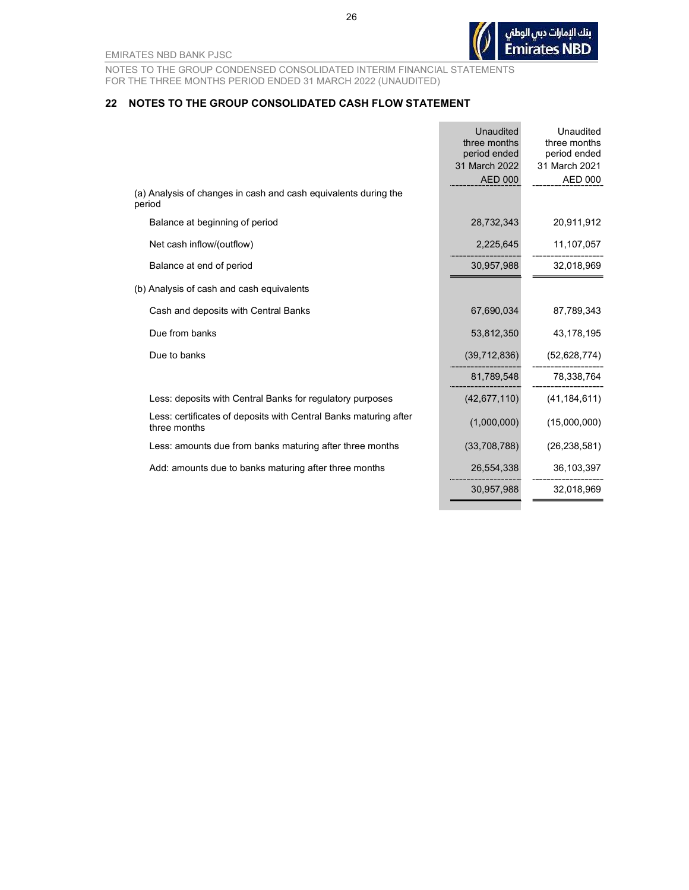## 22 NOTES TO THE GROUP CONSOLIDATED CASH FLOW STATEMENT

| | Unaudited three months period ended 31 March 2022 AED 000 | Unaudited three months period ended 31 March 2021 AED 000 |
|---|---|---|
| (a) Analysis of changes in cash and cash equivalents during the period | | |
| Balance at beginning of period | 28,732,343 | 20,911,912 |
| Net cash inflow/(outflow) | 2,225,645 | 11,107,057 |
| Balance at end of period | 30,957,988 | 32,018,969 |
| (b) Analysis of cash and cash equivalents | | |
| Cash and deposits with Central Banks | 67,690,034 | 87,789,343 |
| Due from banks | 53,812,350 | 43,178,195 |
| Due to banks | (39,712,836) | (52,628,774) |
| | 81,789,548 | 78,338,764 |
| Less: deposits with Central Banks for regulatory purposes | (42,677,110) | (41,184,611) |
| Less: certificates of deposits with Central Banks maturing after three months | (1,000,000) | (15,000,000) |
| Less: amounts due from banks maturing after three months | (33,708,788) | (26,238,581) |
| Add: amounts due to banks maturing after three months | 26,554,338 | 36,103,397 |
| | 30,957,988 | 32,018,969 |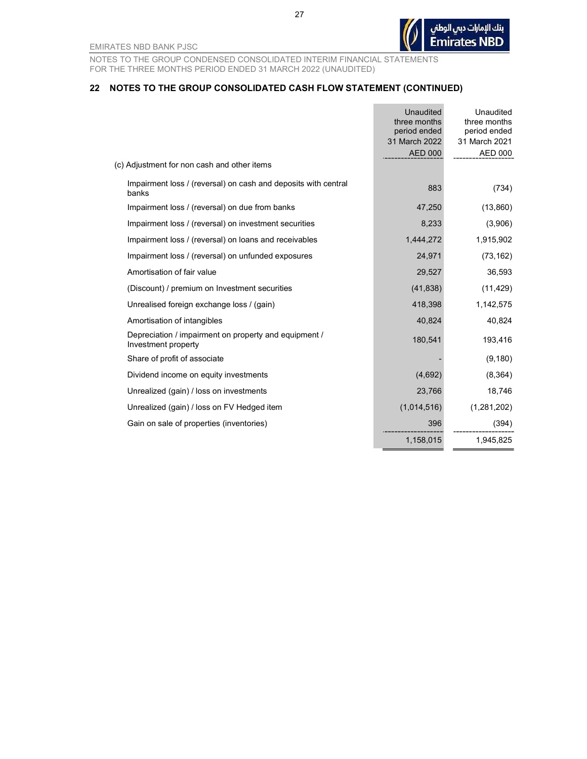## 22 NOTES TO THE GROUP CONSOLIDATED CASH FLOW STATEMENT (CONTINUED)

| | Unaudited three months period ended 31 March 2022 AED 000 | Unaudited three months period ended 31 March 2021 AED 000 |
|---|---|---|
| (c) Adjustment for non cash and other items | | |
| Impairment loss / (reversal) on cash and deposits with central banks | 883 | (734) |
| Impairment loss / (reversal) on due from banks | 47,250 | (13,860) |
| Impairment loss / (reversal) on investment securities | 8,233 | (3,906) |
| Impairment loss / (reversal) on loans and receivables | 1,444,272 | 1,915,902 |
| Impairment loss / (reversal) on unfunded exposures | 24,971 | (73,162) |
| Amortisation of fair value | 29,527 | 36,593 |
| (Discount) / premium on Investment securities | (41,838) | (11,429) |
| Unrealised foreign exchange loss / (gain) | 418,398 | 1,142,575 |
| Amortisation of intangibles | 40,824 | 40,824 |
| Depreciation / impairment on property and equipment / Investment property | 180,541 | 193,416 |
| Share of profit of associate | - | (9,180) |
| Dividend income on equity investments | (4,692) | (8,364) |
| Unrealized (gain) / loss on investments | 23,766 | 18,746 |
| Unrealized (gain) / loss on FV Hedged item | (1,014,516) | (1,281,202) |
| Gain on sale of properties (inventories) | 396 | (394) |
| | 1,158,015 | 1,945,825 |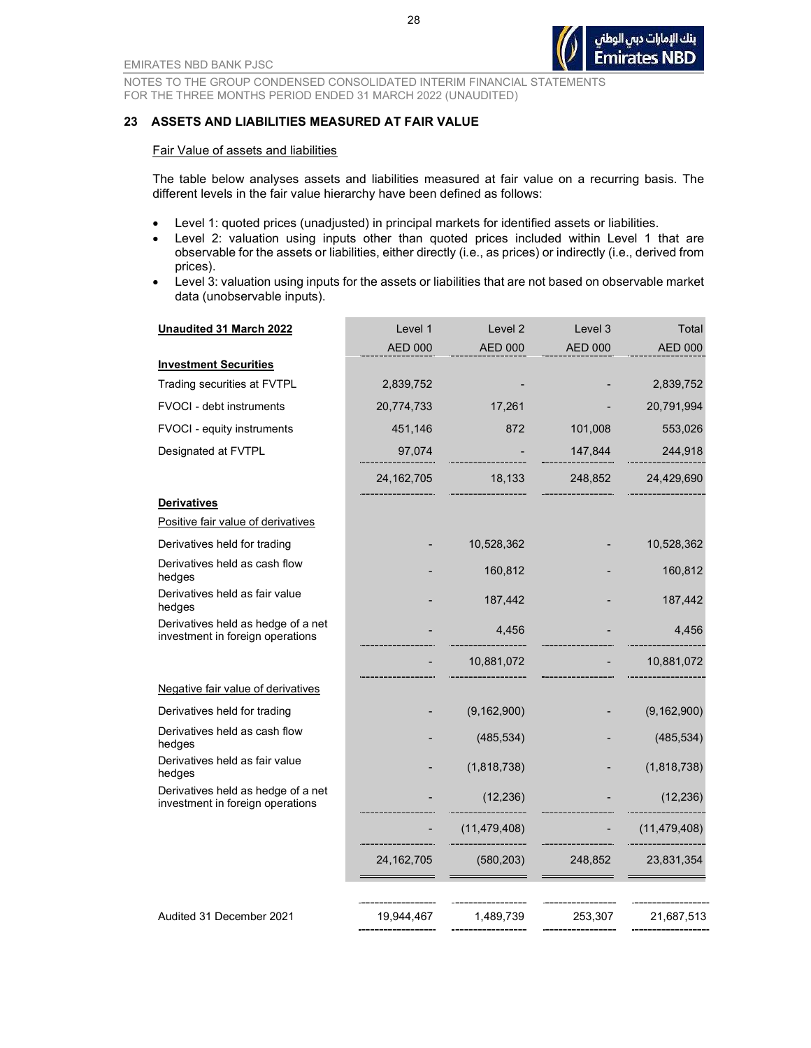## 23 ASSETS AND LIABILITIES MEASURED AT FAIR VALUE

Fair Value of assets and liabilities

The table below analyses assets and liabilities measured at fair value on a recurring basis. The different levels in the fair value hierarchy have been defined as follows:

- Level 1: quoted prices (unadjusted) in principal markets for identified assets or liabilities.
- Level 2: valuation using inputs other than quoted prices included within Level 1 that are observable for the assets or liabilities, either directly (i.e., as prices) or indirectly (i.e., derived from prices).
- Level 3: valuation using inputs for the assets or liabilities that are not based on observable market data (unobservable inputs).

| **Unaudited 31 March 2022** | Level 1 | Level 2 | Level 3 | Total |
|---|---|---|---|---|
| | AED 000 | AED 000 | AED 000 | AED 000 |
| **Investment Securities** | | | | |
| Trading securities at FVTPL | 2,839,752 | - | - | 2,839,752 |
| FVOCI - debt instruments | 20,774,733 | 17,261 | - | 20,791,994 |
| FVOCI - equity instruments | 451,146 | 872 | 101,008 | 553,026 |
| Designated at FVTPL | 97,074 | - | 147,844 | 244,918 |
| | 24,162,705 | 18,133 | 248,852 | 24,429,690 |
| **Derivatives** | | | | |
| Positive fair value of derivatives | | | | |
| Derivatives held for trading | - | 10,528,362 | - | 10,528,362 |
| Derivatives held as cash flow hedges | - | 160,812 | - | 160,812 |
| Derivatives held as fair value hedges | - | 187,442 | - | 187,442 |
| Derivatives held as hedge of a net investment in foreign operations | - | 4,456 | - | 4,456 |
| | - | 10,881,072 | - | 10,881,072 |
| Negative fair value of derivatives | | | | |
| Derivatives held for trading | - | (9,162,900) | - | (9,162,900) |
| Derivatives held as cash flow hedges | - | (485,534) | - | (485,534) |
| Derivatives held as fair value hedges | - | (1,818,738) | - | (1,818,738) |
| Derivatives held as hedge of a net investment in foreign operations | - | (12,236) | - | (12,236) |
| | - | (11,479,408) | - | (11,479,408) |
| | 24,162,705 | (580,203) | 248,852 | 23,831,354 |
| Audited 31 December 2021 | 19,944,467 | 1,489,739 | 253,307 | 21,687,513 |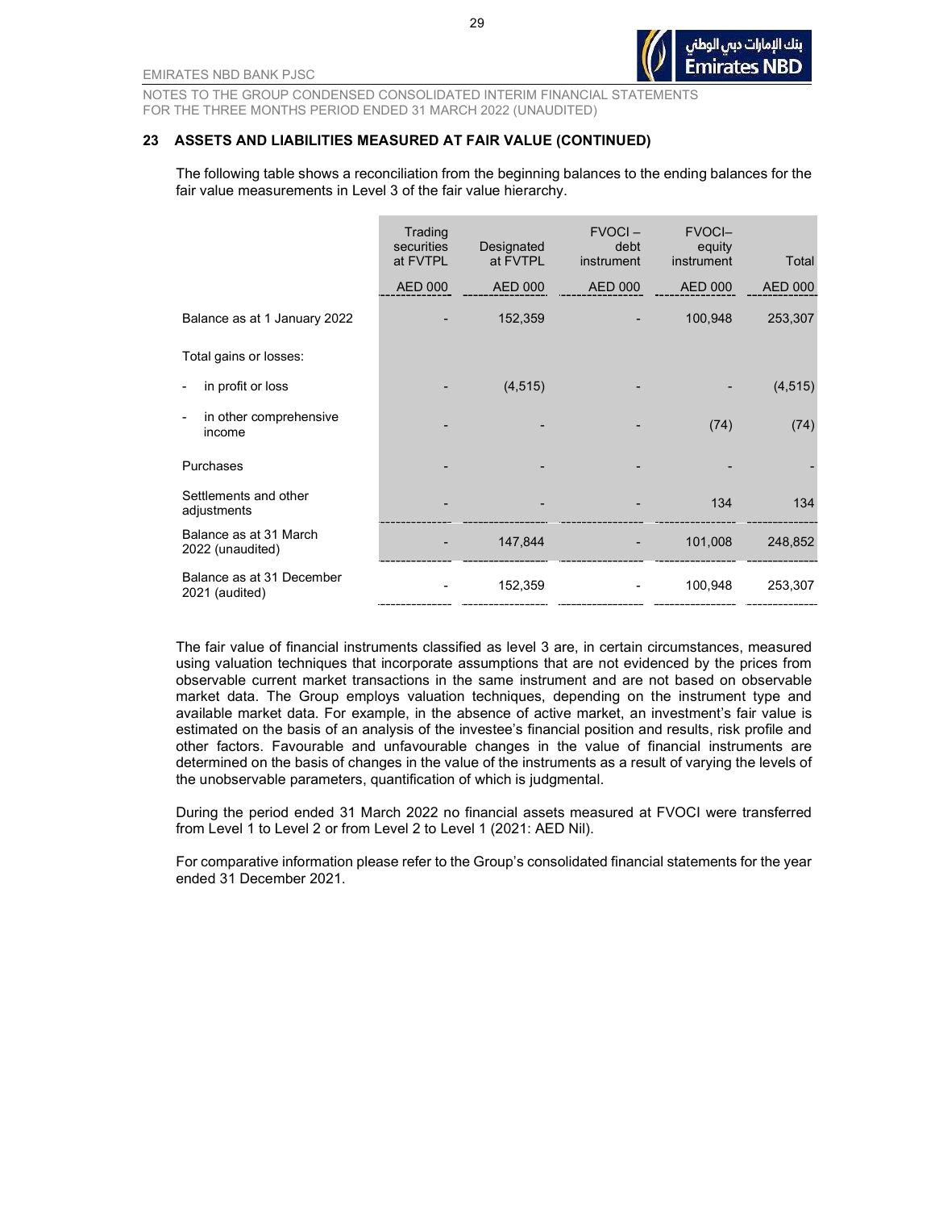## 23 ASSETS AND LIABILITIES MEASURED AT FAIR VALUE (CONTINUED)

The following table shows a reconciliation from the beginning balances to the ending balances for the fair value measurements in Level 3 of the fair value hierarchy.

| | Trading securities at FVTPL | Designated at FVTPL | FVOCI – debt instrument | FVOCI– equity instrument | Total |
|---|---|---|---|---|---|
| | AED 000 | AED 000 | AED 000 | AED 000 | AED 000 |
| Balance as at 1 January 2022 | - | 152,359 | - | 100,948 | 253,307 |
| Total gains or losses: | | | | | |
| - in profit or loss | - | (4,515) | - | - | (4,515) |
| - in other comprehensive income | - | - | - | (74) | (74) |
| Purchases | - | - | - | - | - |
| Settlements and other adjustments | - | - | - | 134 | 134 |
| Balance as at 31 March 2022 (unaudited) | - | 147,844 | - | 101,008 | 248,852 |
| Balance as at 31 December 2021 (audited) | - | 152,359 | - | 100,948 | 253,307 |

The fair value of financial instruments classified as level 3 are, in certain circumstances, measured using valuation techniques that incorporate assumptions that are not evidenced by the prices from observable current market transactions in the same instrument and are not based on observable market data. The Group employs valuation techniques, depending on the instrument type and available market data. For example, in the absence of active market, an investment's fair value is estimated on the basis of an analysis of the investee's financial position and results, risk profile and other factors. Favourable and unfavourable changes in the value of financial instruments are determined on the basis of changes in the value of the instruments as a result of varying the levels of the unobservable parameters, quantification of which is judgmental.

During the period ended 31 March 2022 no financial assets measured at FVOCI were transferred from Level 1 to Level 2 or from Level 2 to Level 1 (2021: AED Nil).

For comparative information please refer to the Group's consolidated financial statements for the year ended 31 December 2021.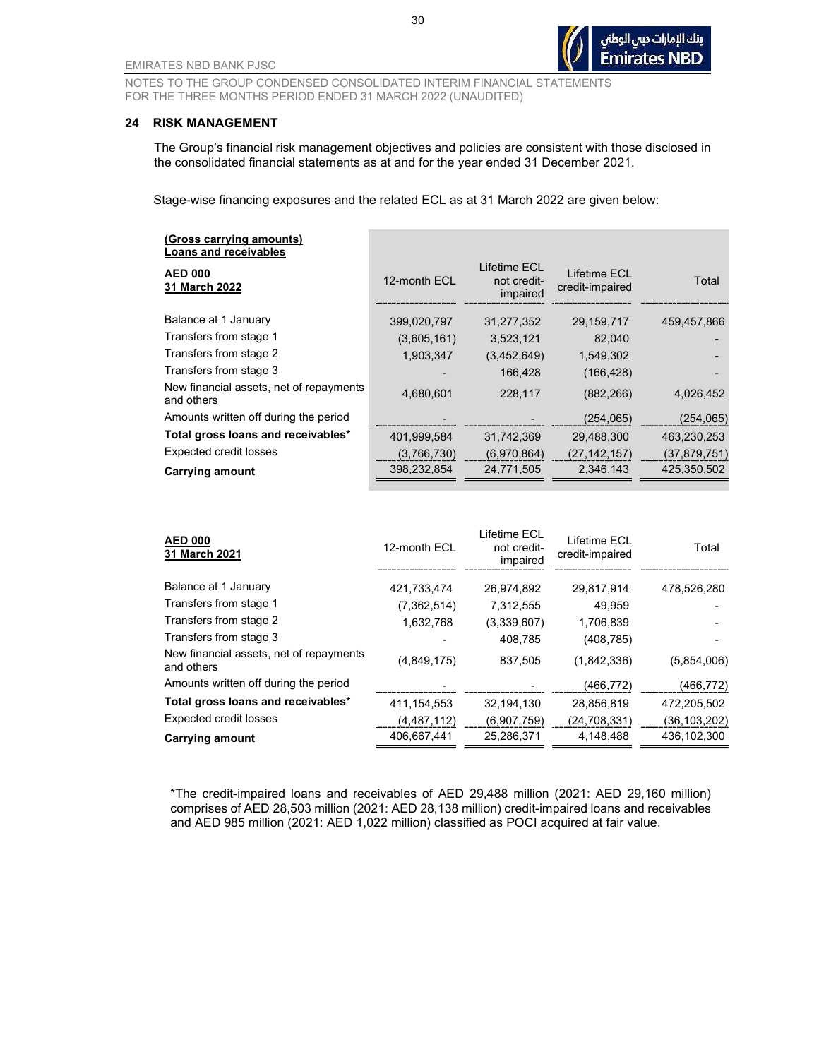## 24 RISK MANAGEMENT

The Group's financial risk management objectives and policies are consistent with those disclosed in the consolidated financial statements as at and for the year ended 31 December 2021.

Stage-wise financing exposures and the related ECL as at 31 March 2022 are given below:

**(Gross carrying amounts)**
**Loans and receivables**

| **AED 000** **31 March 2022** | 12-month ECL | Lifetime ECL not credit-impaired | Lifetime ECL credit-impaired | Total |
|---|---|---|---|---|
| Balance at 1 January | 399,020,797 | 31,277,352 | 29,159,717 | 459,457,866 |
| Transfers from stage 1 | (3,605,161) | 3,523,121 | 82,040 | - |
| Transfers from stage 2 | 1,903,347 | (3,452,649) | 1,549,302 | - |
| Transfers from stage 3 | - | 166,428 | (166,428) | - |
| New financial assets, net of repayments and others | 4,680,601 | 228,117 | (882,266) | 4,026,452 |
| Amounts written off during the period | - | - | (254,065) | (254,065) |
| **Total gross loans and receivables*** | 401,999,584 | 31,742,369 | 29,488,300 | 463,230,253 |
| Expected credit losses | (3,766,730) | (6,970,864) | (27,142,157) | (37,879,751) |
| **Carrying amount** | 398,232,854 | 24,771,505 | 2,346,143 | 425,350,502 |

| **AED 000** **31 March 2021** | 12-month ECL | Lifetime ECL not credit-impaired | Lifetime ECL credit-impaired | Total |
|---|---|---|---|---|
| Balance at 1 January | 421,733,474 | 26,974,892 | 29,817,914 | 478,526,280 |
| Transfers from stage 1 | (7,362,514) | 7,312,555 | 49,959 | - |
| Transfers from stage 2 | 1,632,768 | (3,339,607) | 1,706,839 | - |
| Transfers from stage 3 | - | 408,785 | (408,785) | - |
| New financial assets, net of repayments and others | (4,849,175) | 837,505 | (1,842,336) | (5,854,006) |
| Amounts written off during the period | - | - | (466,772) | (466,772) |
| **Total gross loans and receivables*** | 411,154,553 | 32,194,130 | 28,856,819 | 472,205,502 |
| Expected credit losses | (4,487,112) | (6,907,759) | (24,708,331) | (36,103,202) |
| **Carrying amount** | 406,667,441 | 25,286,371 | 4,148,488 | 436,102,300 |

*The credit-impaired loans and receivables of AED 29,488 million (2021: AED 29,160 million) comprises of AED 28,503 million (2021: AED 28,138 million) credit-impaired loans and receivables and AED 985 million (2021: AED 1,022 million) classified as POCI acquired at fair value.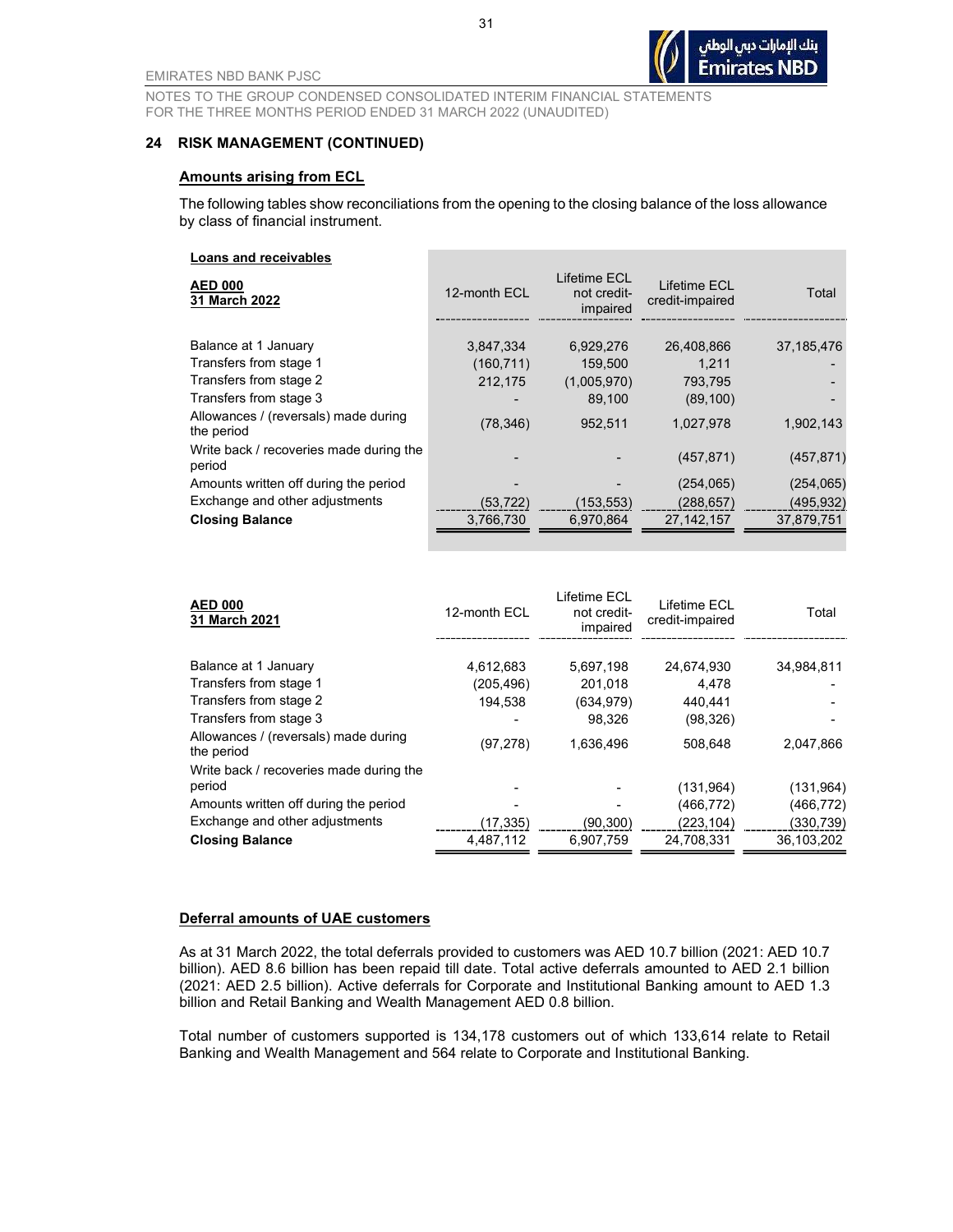## 24 RISK MANAGEMENT (CONTINUED)

### Amounts arising from ECL

The following tables show reconciliations from the opening to the closing balance of the loss allowance by class of financial instrument.

**Loans and receivables**

| **AED 000**<br>**31 March 2022** | 12-month ECL | Lifetime ECL not credit-impaired | Lifetime ECL credit-impaired | Total |
|---|---|---|---|---|
| Balance at 1 January | 3,847,334 | 6,929,276 | 26,408,866 | 37,185,476 |
| Transfers from stage 1 | (160,711) | 159,500 | 1,211 | - |
| Transfers from stage 2 | 212,175 | (1,005,970) | 793,795 | - |
| Transfers from stage 3 | - | 89,100 | (89,100) | - |
| Allowances / (reversals) made during the period | (78,346) | 952,511 | 1,027,978 | 1,902,143 |
| Write back / recoveries made during the period | - | - | (457,871) | (457,871) |
| Amounts written off during the period | - | - | (254,065) | (254,065) |
| Exchange and other adjustments | (53,722) | (153,553) | (288,657) | (495,932) |
| **Closing Balance** | 3,766,730 | 6,970,864 | 27,142,157 | 37,879,751 |

| **AED 000**<br>**31 March 2021** | 12-month ECL | Lifetime ECL not credit-impaired | Lifetime ECL credit-impaired | Total |
|---|---|---|---|---|
| Balance at 1 January | 4,612,683 | 5,697,198 | 24,674,930 | 34,984,811 |
| Transfers from stage 1 | (205,496) | 201,018 | 4,478 | - |
| Transfers from stage 2 | 194,538 | (634,979) | 440,441 | - |
| Transfers from stage 3 | - | 98,326 | (98,326) | - |
| Allowances / (reversals) made during the period | (97,278) | 1,636,496 | 508,648 | 2,047,866 |
| Write back / recoveries made during the period | - | - | (131,964) | (131,964) |
| Amounts written off during the period | - | - | (466,772) | (466,772) |
| Exchange and other adjustments | (17,335) | (90,300) | (223,104) | (330,739) |
| **Closing Balance** | 4,487,112 | 6,907,759 | 24,708,331 | 36,103,202 |

### Deferral amounts of UAE customers

As at 31 March 2022, the total deferrals provided to customers was AED 10.7 billion (2021: AED 10.7 billion). AED 8.6 billion has been repaid till date. Total active deferrals amounted to AED 2.1 billion (2021: AED 2.5 billion). Active deferrals for Corporate and Institutional Banking amount to AED 1.3 billion and Retail Banking and Wealth Management AED 0.8 billion.

Total number of customers supported is 134,178 customers out of which 133,614 relate to Retail Banking and Wealth Management and 564 relate to Corporate and Institutional Banking.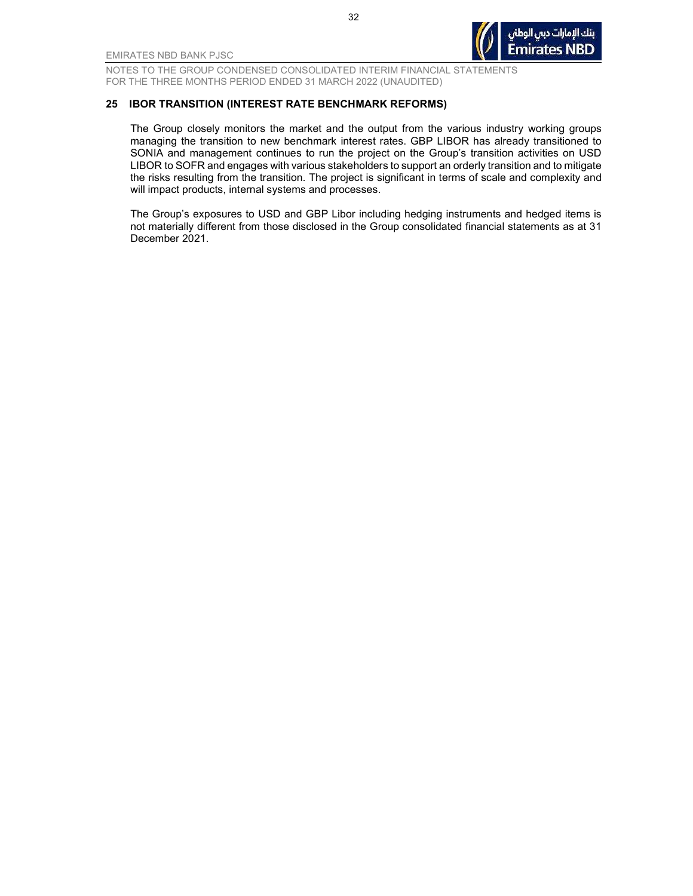## 25 IBOR TRANSITION (INTEREST RATE BENCHMARK REFORMS)

The Group closely monitors the market and the output from the various industry working groups managing the transition to new benchmark interest rates. GBP LIBOR has already transitioned to SONIA and management continues to run the project on the Group's transition activities on USD LIBOR to SOFR and engages with various stakeholders to support an orderly transition and to mitigate the risks resulting from the transition. The project is significant in terms of scale and complexity and will impact products, internal systems and processes.

The Group's exposures to USD and GBP Libor including hedging instruments and hedged items is not materially different from those disclosed in the Group consolidated financial statements as at 31 December 2021.